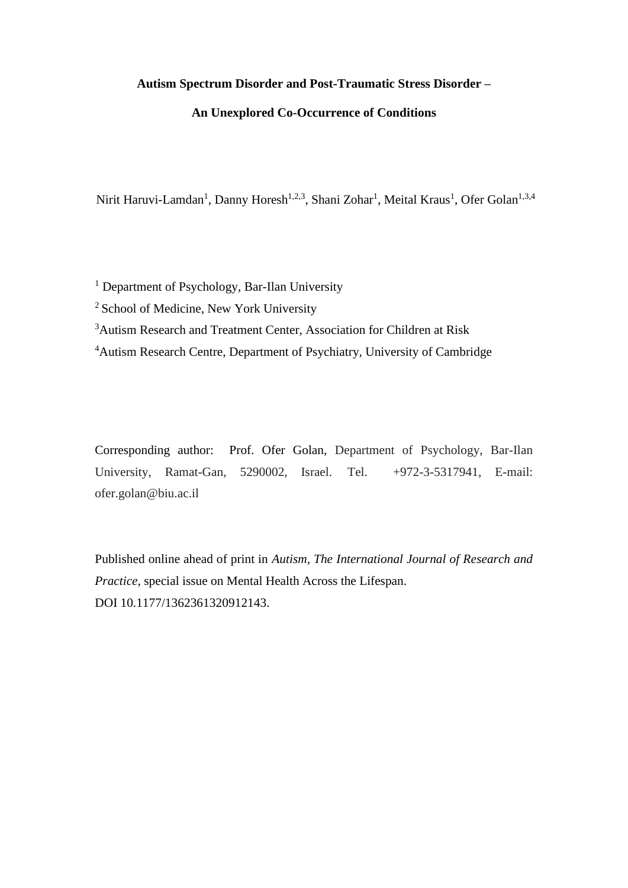# Autism Spectrum Disorder and Post-Traumatic Stress Disorder –

# An Unexplored Co-Occurrence of Conditions

Nirit Haruvi-Lamdan[1], Danny Horesh[1,2,3], Shani Zohar[1], Meital Kraus[1], Ofer Golan[1,3,4]

[1] Department of Psychology, Bar-Ilan University

[2] School of Medicine, New York University

[3]Autism Research and Treatment Center, Association for Children at Risk

[4]Autism Research Centre, Department of Psychiatry, University of Cambridge

Corresponding author: Prof. Ofer Golan, Department of Psychology, Bar-Ilan University, Ramat-Gan, 5290002, Israel. Tel. +972-3-5317941, E-mail: ofer.golan@biu.ac.il

Published online ahead of print in *Autism, The International Journal of Research and Practice*, special issue on Mental Health Across the Lifespan.
DOI 10.1177/1362361320912143.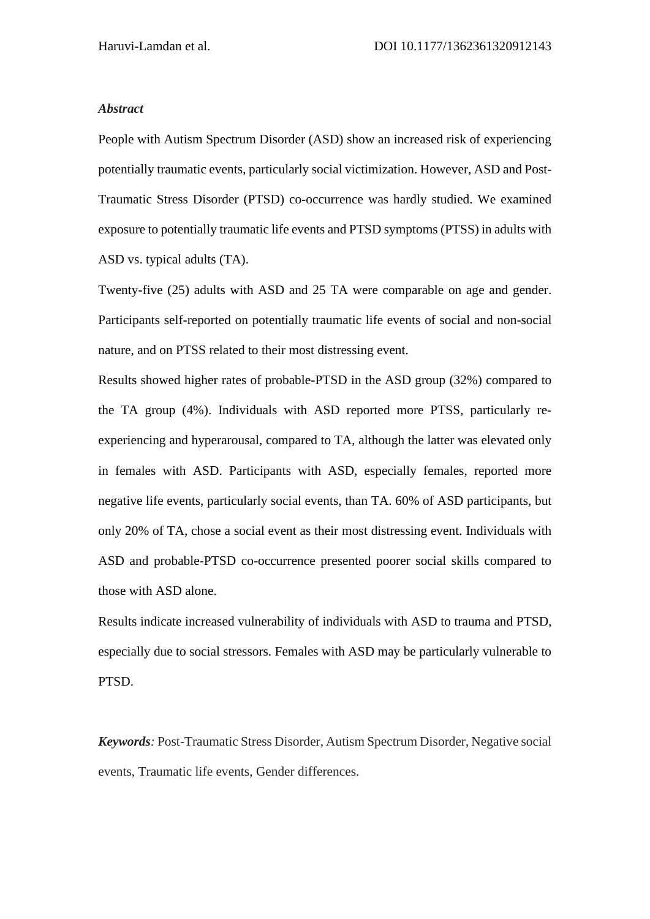***Abstract***

People with Autism Spectrum Disorder (ASD) show an increased risk of experiencing potentially traumatic events, particularly social victimization. However, ASD and Post-Traumatic Stress Disorder (PTSD) co-occurrence was hardly studied. We examined exposure to potentially traumatic life events and PTSD symptoms (PTSS) in adults with ASD vs. typical adults (TA).

Twenty-five (25) adults with ASD and 25 TA were comparable on age and gender. Participants self-reported on potentially traumatic life events of social and non-social nature, and on PTSS related to their most distressing event.

Results showed higher rates of probable-PTSD in the ASD group (32%) compared to the TA group (4%). Individuals with ASD reported more PTSS, particularly re-experiencing and hyperarousal, compared to TA, although the latter was elevated only in females with ASD. Participants with ASD, especially females, reported more negative life events, particularly social events, than TA. 60% of ASD participants, but only 20% of TA, chose a social event as their most distressing event. Individuals with ASD and probable-PTSD co-occurrence presented poorer social skills compared to those with ASD alone.

Results indicate increased vulnerability of individuals with ASD to trauma and PTSD, especially due to social stressors. Females with ASD may be particularly vulnerable to PTSD.

***Keywords****:* Post-Traumatic Stress Disorder, Autism Spectrum Disorder, Negative social events, Traumatic life events, Gender differences.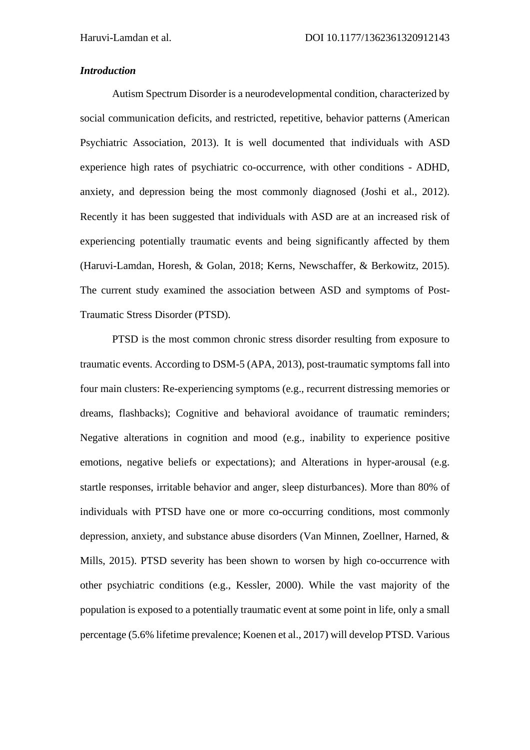### *Introduction*

Autism Spectrum Disorder is a neurodevelopmental condition, characterized by social communication deficits, and restricted, repetitive, behavior patterns (American Psychiatric Association, 2013). It is well documented that individuals with ASD experience high rates of psychiatric co-occurrence, with other conditions - ADHD, anxiety, and depression being the most commonly diagnosed (Joshi et al., 2012). Recently it has been suggested that individuals with ASD are at an increased risk of experiencing potentially traumatic events and being significantly affected by them (Haruvi-Lamdan, Horesh, & Golan, 2018; Kerns, Newschaffer, & Berkowitz, 2015). The current study examined the association between ASD and symptoms of Post-Traumatic Stress Disorder (PTSD).

PTSD is the most common chronic stress disorder resulting from exposure to traumatic events. According to DSM-5 (APA, 2013), post-traumatic symptoms fall into four main clusters: Re-experiencing symptoms (e.g., recurrent distressing memories or dreams, flashbacks); Cognitive and behavioral avoidance of traumatic reminders; Negative alterations in cognition and mood (e.g., inability to experience positive emotions, negative beliefs or expectations); and Alterations in hyper-arousal (e.g. startle responses, irritable behavior and anger, sleep disturbances). More than 80% of individuals with PTSD have one or more co-occurring conditions, most commonly depression, anxiety, and substance abuse disorders (Van Minnen, Zoellner, Harned, & Mills, 2015). PTSD severity has been shown to worsen by high co-occurrence with other psychiatric conditions (e.g., Kessler, 2000). While the vast majority of the population is exposed to a potentially traumatic event at some point in life, only a small percentage (5.6% lifetime prevalence; Koenen et al., 2017) will develop PTSD. Various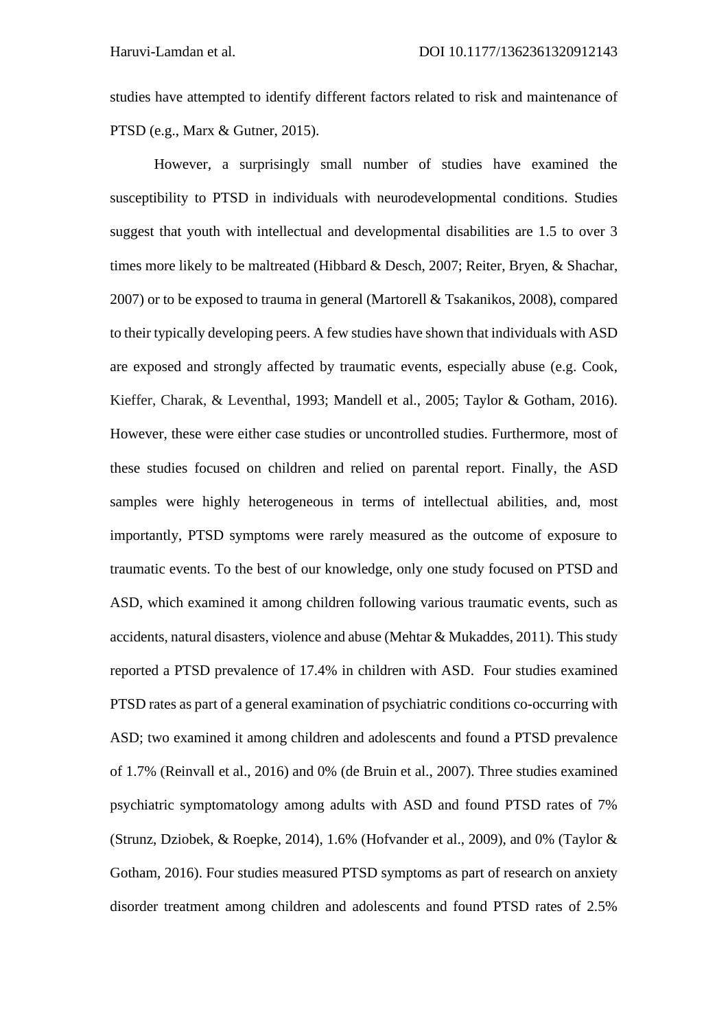studies have attempted to identify different factors related to risk and maintenance of PTSD (e.g., Marx & Gutner, 2015).

However, a surprisingly small number of studies have examined the susceptibility to PTSD in individuals with neurodevelopmental conditions. Studies suggest that youth with intellectual and developmental disabilities are 1.5 to over 3 times more likely to be maltreated (Hibbard & Desch, 2007; Reiter, Bryen, & Shachar, 2007) or to be exposed to trauma in general (Martorell & Tsakanikos, 2008), compared to their typically developing peers. A few studies have shown that individuals with ASD are exposed and strongly affected by traumatic events, especially abuse (e.g. Cook, Kieffer, Charak, & Leventhal, 1993; Mandell et al., 2005; Taylor & Gotham, 2016). However, these were either case studies or uncontrolled studies. Furthermore, most of these studies focused on children and relied on parental report. Finally, the ASD samples were highly heterogeneous in terms of intellectual abilities, and, most importantly, PTSD symptoms were rarely measured as the outcome of exposure to traumatic events. To the best of our knowledge, only one study focused on PTSD and ASD, which examined it among children following various traumatic events, such as accidents, natural disasters, violence and abuse (Mehtar & Mukaddes, 2011). This study reported a PTSD prevalence of 17.4% in children with ASD. Four studies examined PTSD rates as part of a general examination of psychiatric conditions co-occurring with ASD; two examined it among children and adolescents and found a PTSD prevalence of 1.7% (Reinvall et al., 2016) and 0% (de Bruin et al., 2007). Three studies examined psychiatric symptomatology among adults with ASD and found PTSD rates of 7% (Strunz, Dziobek, & Roepke, 2014), 1.6% (Hofvander et al., 2009), and 0% (Taylor & Gotham, 2016). Four studies measured PTSD symptoms as part of research on anxiety disorder treatment among children and adolescents and found PTSD rates of 2.5%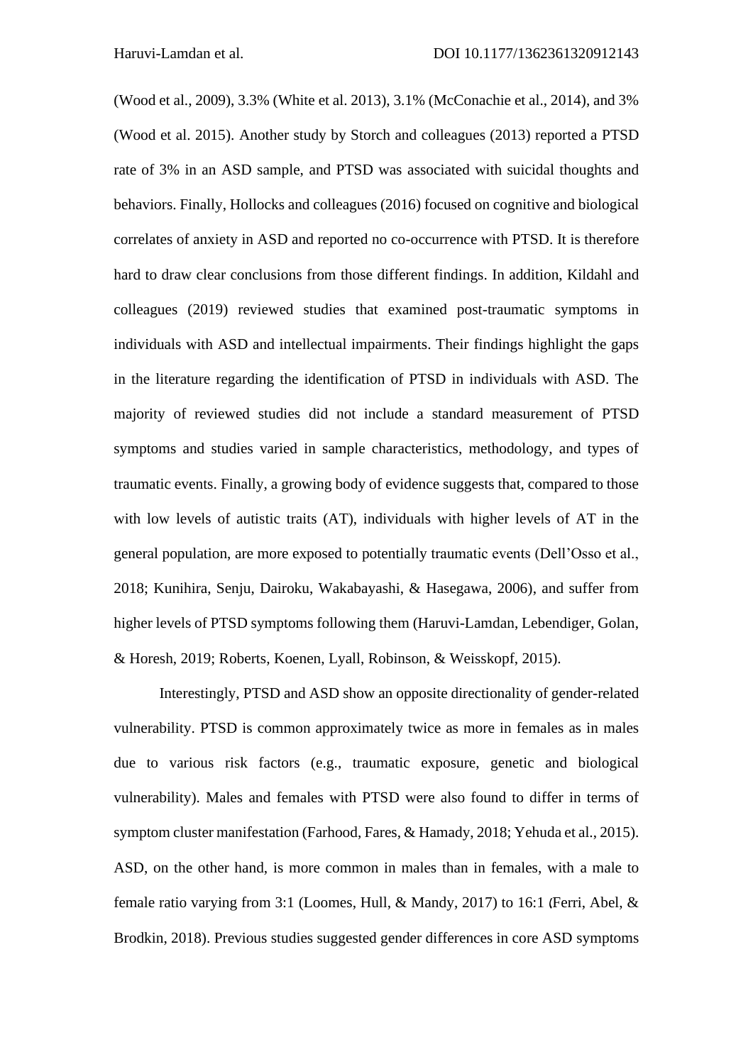(Wood et al., 2009), 3.3% (White et al. 2013), 3.1% (McConachie et al., 2014), and 3% (Wood et al. 2015). Another study by Storch and colleagues (2013) reported a PTSD rate of 3% in an ASD sample, and PTSD was associated with suicidal thoughts and behaviors. Finally, Hollocks and colleagues (2016) focused on cognitive and biological correlates of anxiety in ASD and reported no co-occurrence with PTSD. It is therefore hard to draw clear conclusions from those different findings. In addition, Kildahl and colleagues (2019) reviewed studies that examined post-traumatic symptoms in individuals with ASD and intellectual impairments. Their findings highlight the gaps in the literature regarding the identification of PTSD in individuals with ASD. The majority of reviewed studies did not include a standard measurement of PTSD symptoms and studies varied in sample characteristics, methodology, and types of traumatic events. Finally, a growing body of evidence suggests that, compared to those with low levels of autistic traits (AT), individuals with higher levels of AT in the general population, are more exposed to potentially traumatic events (Dell'Osso et al., 2018; Kunihira, Senju, Dairoku, Wakabayashi, & Hasegawa, 2006), and suffer from higher levels of PTSD symptoms following them (Haruvi-Lamdan, Lebendiger, Golan, & Horesh, 2019; Roberts, Koenen, Lyall, Robinson, & Weisskopf, 2015).

Interestingly, PTSD and ASD show an opposite directionality of gender-related vulnerability. PTSD is common approximately twice as more in females as in males due to various risk factors (e.g., traumatic exposure, genetic and biological vulnerability). Males and females with PTSD were also found to differ in terms of symptom cluster manifestation (Farhood, Fares, & Hamady, 2018; Yehuda et al., 2015). ASD, on the other hand, is more common in males than in females, with a male to female ratio varying from 3:1 (Loomes, Hull, & Mandy, 2017) to 16:1 (Ferri, Abel, & Brodkin, 2018). Previous studies suggested gender differences in core ASD symptoms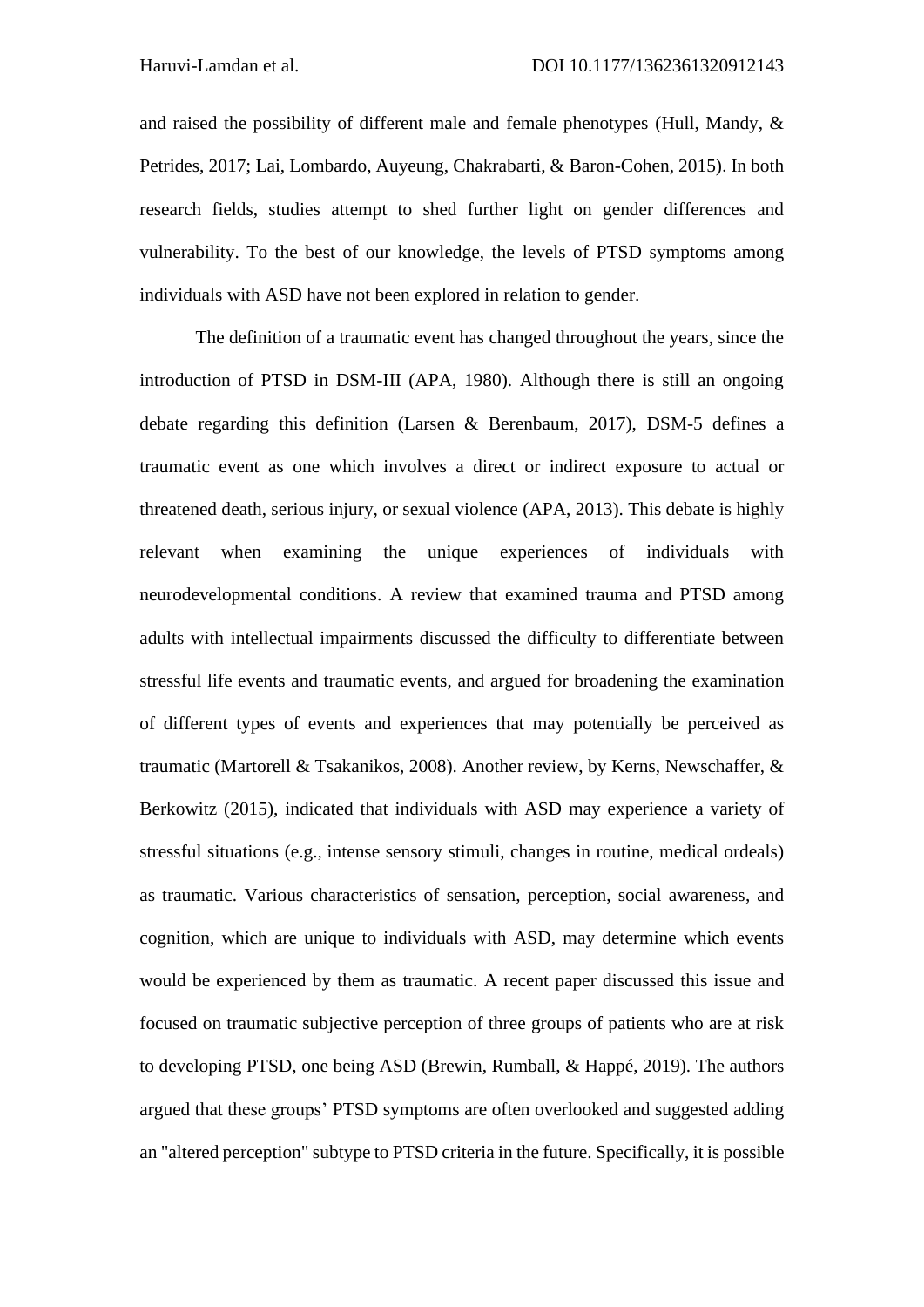and raised the possibility of different male and female phenotypes (Hull, Mandy, & Petrides, 2017; Lai, Lombardo, Auyeung, Chakrabarti, & Baron-Cohen, 2015). In both research fields, studies attempt to shed further light on gender differences and vulnerability. To the best of our knowledge, the levels of PTSD symptoms among individuals with ASD have not been explored in relation to gender.

The definition of a traumatic event has changed throughout the years, since the introduction of PTSD in DSM-III (APA, 1980). Although there is still an ongoing debate regarding this definition (Larsen & Berenbaum, 2017), DSM-5 defines a traumatic event as one which involves a direct or indirect exposure to actual or threatened death, serious injury, or sexual violence (APA, 2013). This debate is highly relevant when examining the unique experiences of individuals with neurodevelopmental conditions. A review that examined trauma and PTSD among adults with intellectual impairments discussed the difficulty to differentiate between stressful life events and traumatic events, and argued for broadening the examination of different types of events and experiences that may potentially be perceived as traumatic (Martorell & Tsakanikos, 2008). Another review, by Kerns, Newschaffer, & Berkowitz (2015), indicated that individuals with ASD may experience a variety of stressful situations (e.g., intense sensory stimuli, changes in routine, medical ordeals) as traumatic. Various characteristics of sensation, perception, social awareness, and cognition, which are unique to individuals with ASD, may determine which events would be experienced by them as traumatic. A recent paper discussed this issue and focused on traumatic subjective perception of three groups of patients who are at risk to developing PTSD, one being ASD (Brewin, Rumball, & Happé, 2019). The authors argued that these groups' PTSD symptoms are often overlooked and suggested adding an "altered perception" subtype to PTSD criteria in the future. Specifically, it is possible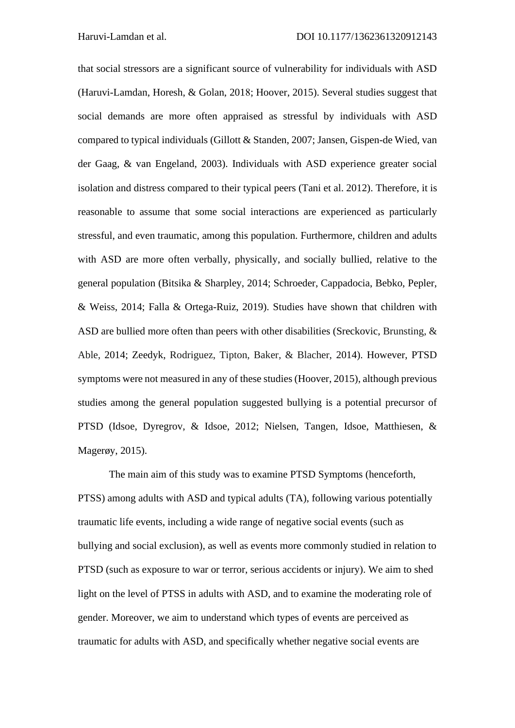that social stressors are a significant source of vulnerability for individuals with ASD (Haruvi-Lamdan, Horesh, & Golan, 2018; Hoover, 2015). Several studies suggest that social demands are more often appraised as stressful by individuals with ASD compared to typical individuals (Gillott & Standen, 2007; Jansen, Gispen-de Wied, van der Gaag, & van Engeland, 2003). Individuals with ASD experience greater social isolation and distress compared to their typical peers (Tani et al. 2012). Therefore, it is reasonable to assume that some social interactions are experienced as particularly stressful, and even traumatic, among this population. Furthermore, children and adults with ASD are more often verbally, physically, and socially bullied, relative to the general population (Bitsika & Sharpley, 2014; Schroeder, Cappadocia, Bebko, Pepler, & Weiss, 2014; Falla & Ortega-Ruiz, 2019). Studies have shown that children with ASD are bullied more often than peers with other disabilities (Sreckovic, Brunsting, & Able, 2014; Zeedyk, Rodriguez, Tipton, Baker, & Blacher, 2014). However, PTSD symptoms were not measured in any of these studies (Hoover, 2015), although previous studies among the general population suggested bullying is a potential precursor of PTSD (Idsoe, Dyregrov, & Idsoe, 2012; Nielsen, Tangen, Idsoe, Matthiesen, & Magerøy, 2015).

The main aim of this study was to examine PTSD Symptoms (henceforth, PTSS) among adults with ASD and typical adults (TA), following various potentially traumatic life events, including a wide range of negative social events (such as bullying and social exclusion), as well as events more commonly studied in relation to PTSD (such as exposure to war or terror, serious accidents or injury). We aim to shed light on the level of PTSS in adults with ASD, and to examine the moderating role of gender. Moreover, we aim to understand which types of events are perceived as traumatic for adults with ASD, and specifically whether negative social events are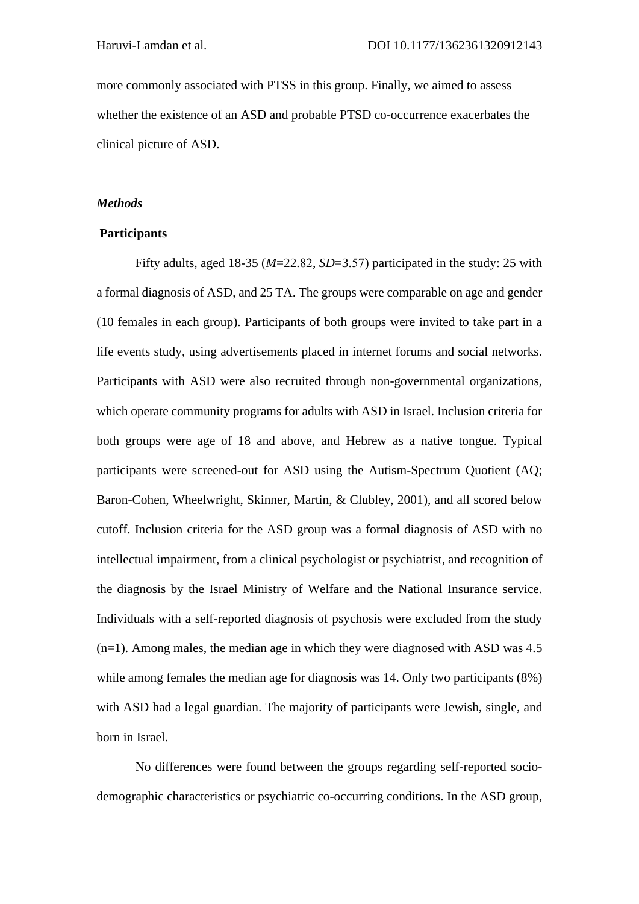more commonly associated with PTSS in this group. Finally, we aimed to assess whether the existence of an ASD and probable PTSD co-occurrence exacerbates the clinical picture of ASD.

### *Methods*

**Participants**

Fifty adults, aged 18-35 (*M*=22.82, *SD*=3.57) participated in the study: 25 with a formal diagnosis of ASD, and 25 TA. The groups were comparable on age and gender (10 females in each group). Participants of both groups were invited to take part in a life events study, using advertisements placed in internet forums and social networks. Participants with ASD were also recruited through non-governmental organizations, which operate community programs for adults with ASD in Israel. Inclusion criteria for both groups were age of 18 and above, and Hebrew as a native tongue. Typical participants were screened-out for ASD using the Autism-Spectrum Quotient (AQ; Baron-Cohen, Wheelwright, Skinner, Martin, & Clubley, 2001), and all scored below cutoff. Inclusion criteria for the ASD group was a formal diagnosis of ASD with no intellectual impairment, from a clinical psychologist or psychiatrist, and recognition of the diagnosis by the Israel Ministry of Welfare and the National Insurance service. Individuals with a self-reported diagnosis of psychosis were excluded from the study (n=1). Among males, the median age in which they were diagnosed with ASD was 4.5 while among females the median age for diagnosis was 14. Only two participants (8%) with ASD had a legal guardian. The majority of participants were Jewish, single, and born in Israel.

No differences were found between the groups regarding self-reported socio-demographic characteristics or psychiatric co-occurring conditions. In the ASD group,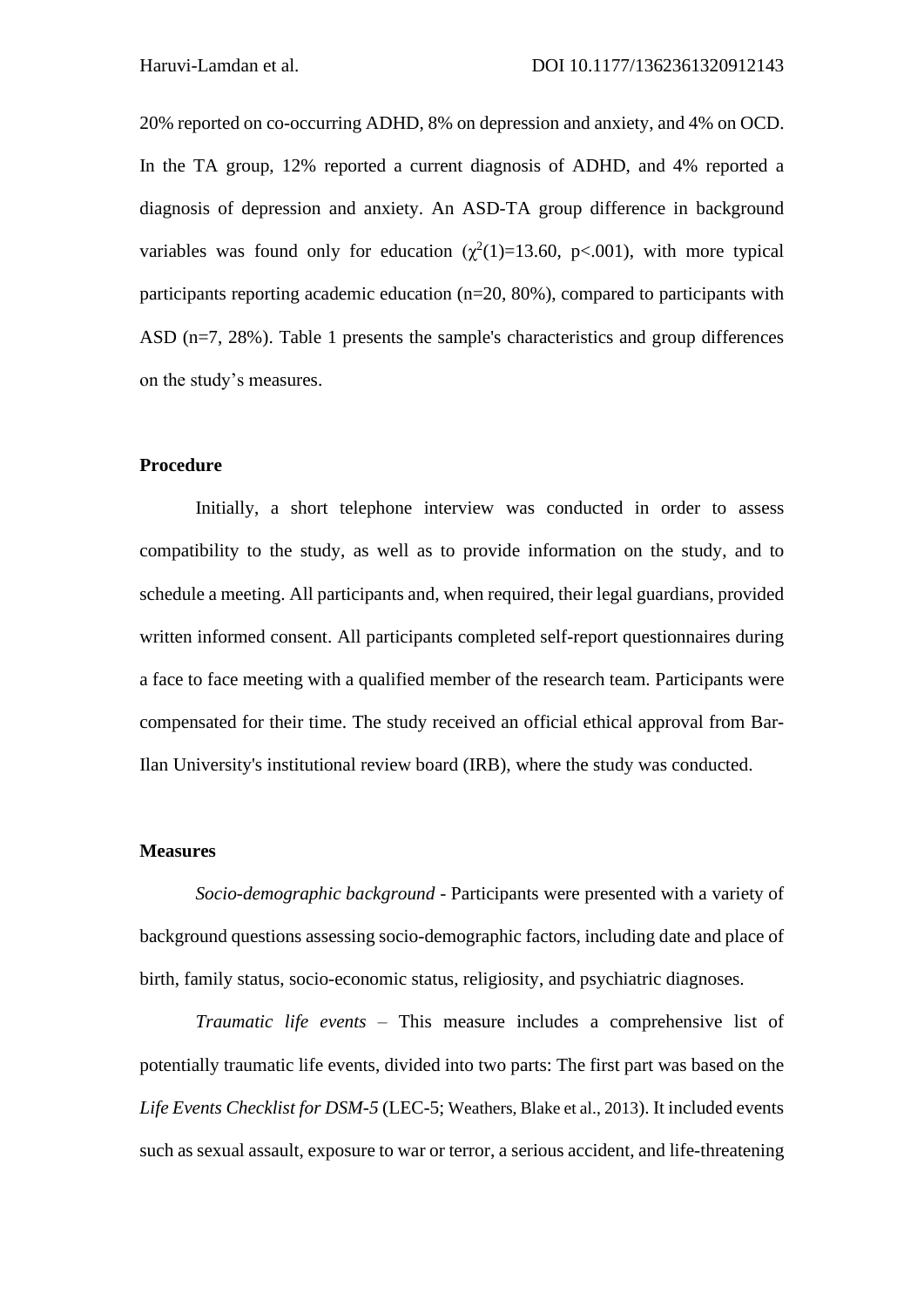20% reported on co-occurring ADHD, 8% on depression and anxiety, and 4% on OCD. In the TA group, 12% reported a current diagnosis of ADHD, and 4% reported a diagnosis of depression and anxiety. An ASD-TA group difference in background variables was found only for education ($\chi^2(1)=13.60$, $p<.001$), with more typical participants reporting academic education (n=20, 80%), compared to participants with ASD (n=7, 28%). Table 1 presents the sample's characteristics and group differences on the study's measures.

### Procedure

Initially, a short telephone interview was conducted in order to assess compatibility to the study, as well as to provide information on the study, and to schedule a meeting. All participants and, when required, their legal guardians, provided written informed consent. All participants completed self-report questionnaires during a face to face meeting with a qualified member of the research team. Participants were compensated for their time. The study received an official ethical approval from Bar-Ilan University's institutional review board (IRB), where the study was conducted.

### Measures

*Socio-demographic background* - Participants were presented with a variety of background questions assessing socio-demographic factors, including date and place of birth, family status, socio-economic status, religiosity, and psychiatric diagnoses.

*Traumatic life events* – This measure includes a comprehensive list of potentially traumatic life events, divided into two parts: The first part was based on the *Life Events Checklist for DSM-5* (LEC-5; Weathers, Blake et al., 2013). It included events such as sexual assault, exposure to war or terror, a serious accident, and life-threatening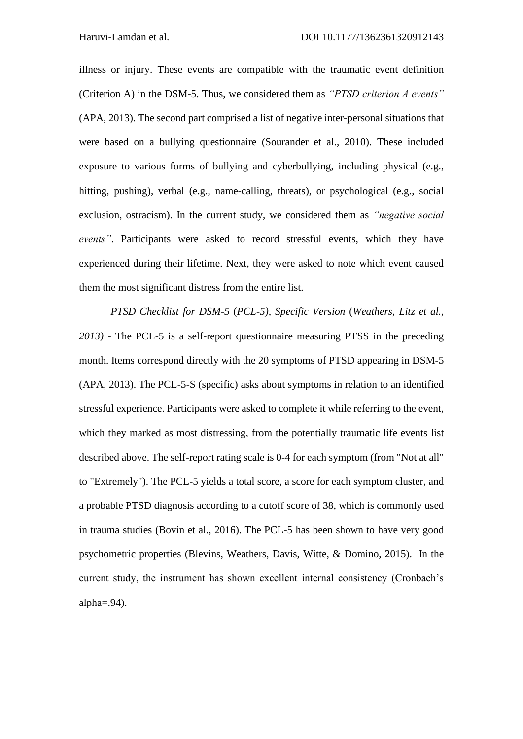illness or injury. These events are compatible with the traumatic event definition (Criterion A) in the DSM-5. Thus, we considered them as *"PTSD criterion A events"* (APA, 2013). The second part comprised a list of negative inter-personal situations that were based on a bullying questionnaire (Sourander et al., 2010). These included exposure to various forms of bullying and cyberbullying, including physical (e.g., hitting, pushing), verbal (e.g., name-calling, threats), or psychological (e.g., social exclusion, ostracism). In the current study, we considered them as *"negative social events"*. Participants were asked to record stressful events, which they have experienced during their lifetime. Next, they were asked to note which event caused them the most significant distress from the entire list.

*PTSD Checklist for DSM-5* (*PCL-5), Specific Version* (*Weathers, Litz et al., 2013)* - The PCL-5 is a self-report questionnaire measuring PTSS in the preceding month. Items correspond directly with the 20 symptoms of PTSD appearing in DSM-5 (APA, 2013). The PCL-5-S (specific) asks about symptoms in relation to an identified stressful experience. Participants were asked to complete it while referring to the event, which they marked as most distressing, from the potentially traumatic life events list described above. The self-report rating scale is 0-4 for each symptom (from "Not at all" to "Extremely"). The PCL-5 yields a total score, a score for each symptom cluster, and a probable PTSD diagnosis according to a cutoff score of 38, which is commonly used in trauma studies (Bovin et al., 2016). The PCL-5 has been shown to have very good psychometric properties (Blevins, Weathers, Davis, Witte, & Domino, 2015). In the current study, the instrument has shown excellent internal consistency (Cronbach's alpha=.94).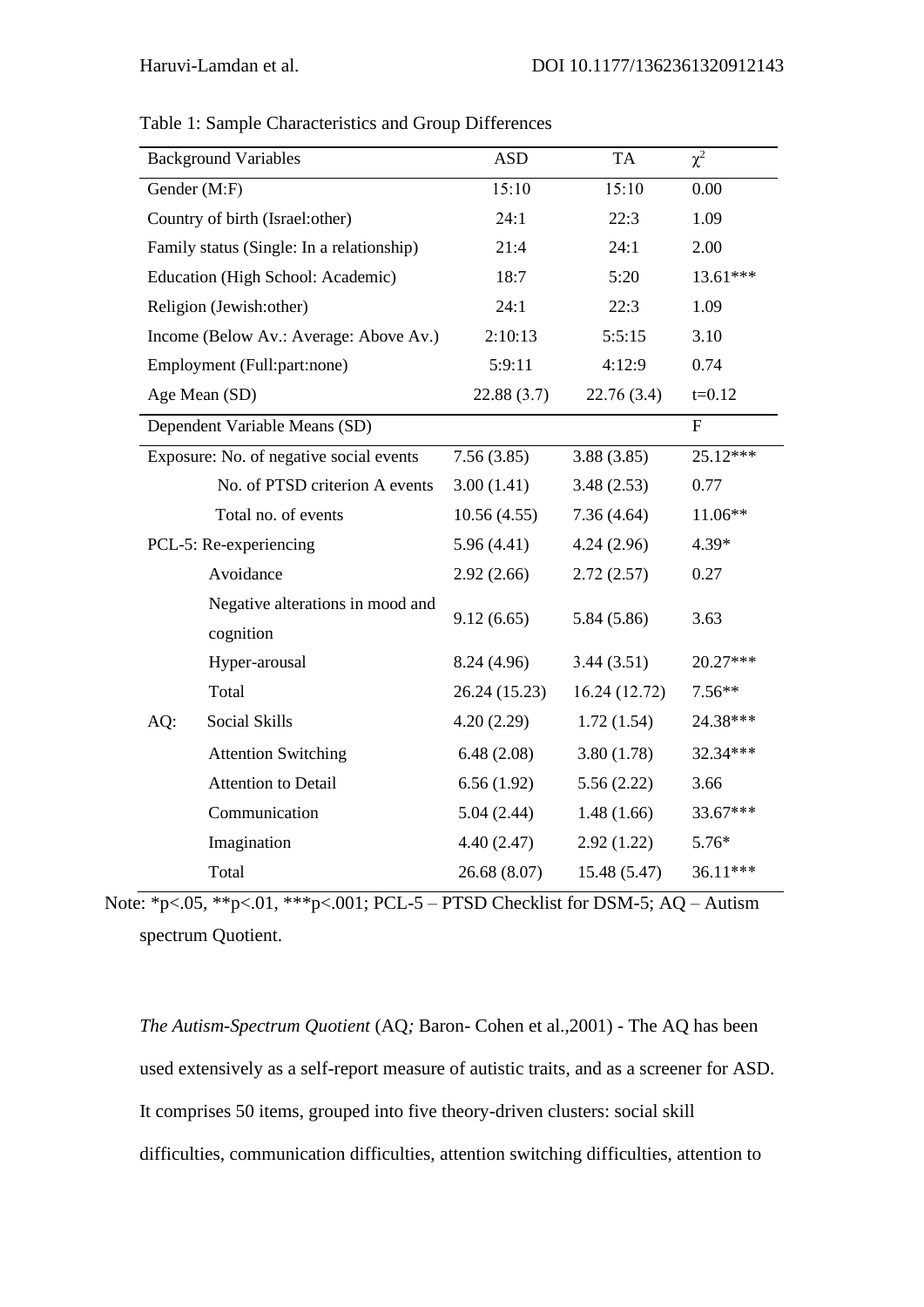Table 1: Sample Characteristics and Group Differences

| Background Variables | ASD | TA | $\chi^2$ |
|---|---|---|---|
| Gender (M:F) | 15:10 | 15:10 | 0.00 |
| Country of birth (Israel:other) | 24:1 | 22:3 | 1.09 |
| Family status (Single: In a relationship) | 21:4 | 24:1 | 2.00 |
| Education (High School: Academic) | 18:7 | 5:20 | 13.61*** |
| Religion (Jewish:other) | 24:1 | 22:3 | 1.09 |
| Income (Below Av.: Average: Above Av.) | 2:10:13 | 5:5:15 | 3.10 |
| Employment (Full:part:none) | 5:9:11 | 4:12:9 | 0.74 |
| Age Mean (SD) | 22.88 (3.7) | 22.76 (3.4) | t=0.12 |
| **Dependent Variable Means (SD)** | | | **F** |
| Exposure: No. of negative social events | 7.56 (3.85) | 3.88 (3.85) | 25.12*** |
| No. of PTSD criterion A events | 3.00 (1.41) | 3.48 (2.53) | 0.77 |
| Total no. of events | 10.56 (4.55) | 7.36 (4.64) | 11.06** |
| PCL-5: Re-experiencing | 5.96 (4.41) | 4.24 (2.96) | 4.39* |
| Avoidance | 2.92 (2.66) | 2.72 (2.57) | 0.27 |
| Negative alterations in mood and cognition | 9.12 (6.65) | 5.84 (5.86) | 3.63 |
| Hyper-arousal | 8.24 (4.96) | 3.44 (3.51) | 20.27*** |
| Total | 26.24 (15.23) | 16.24 (12.72) | 7.56** |
| AQ: Social Skills | 4.20 (2.29) | 1.72 (1.54) | 24.38*** |
| Attention Switching | 6.48 (2.08) | 3.80 (1.78) | 32.34*** |
| Attention to Detail | 6.56 (1.92) | 5.56 (2.22) | 3.66 |
| Communication | 5.04 (2.44) | 1.48 (1.66) | 33.67*** |
| Imagination | 4.40 (2.47) | 2.92 (1.22) | 5.76* |
| Total | 26.68 (8.07) | 15.48 (5.47) | 36.11*** |

Note: *p<.05, **p<.01, ***p<.001; PCL-5 – PTSD Checklist for DSM-5; AQ – Autism spectrum Quotient.

*The Autism-Spectrum Quotient* (AQ; Baron- Cohen et al.,2001) - The AQ has been used extensively as a self-report measure of autistic traits, and as a screener for ASD. It comprises 50 items, grouped into five theory-driven clusters: social skill difficulties, communication difficulties, attention switching difficulties, attention to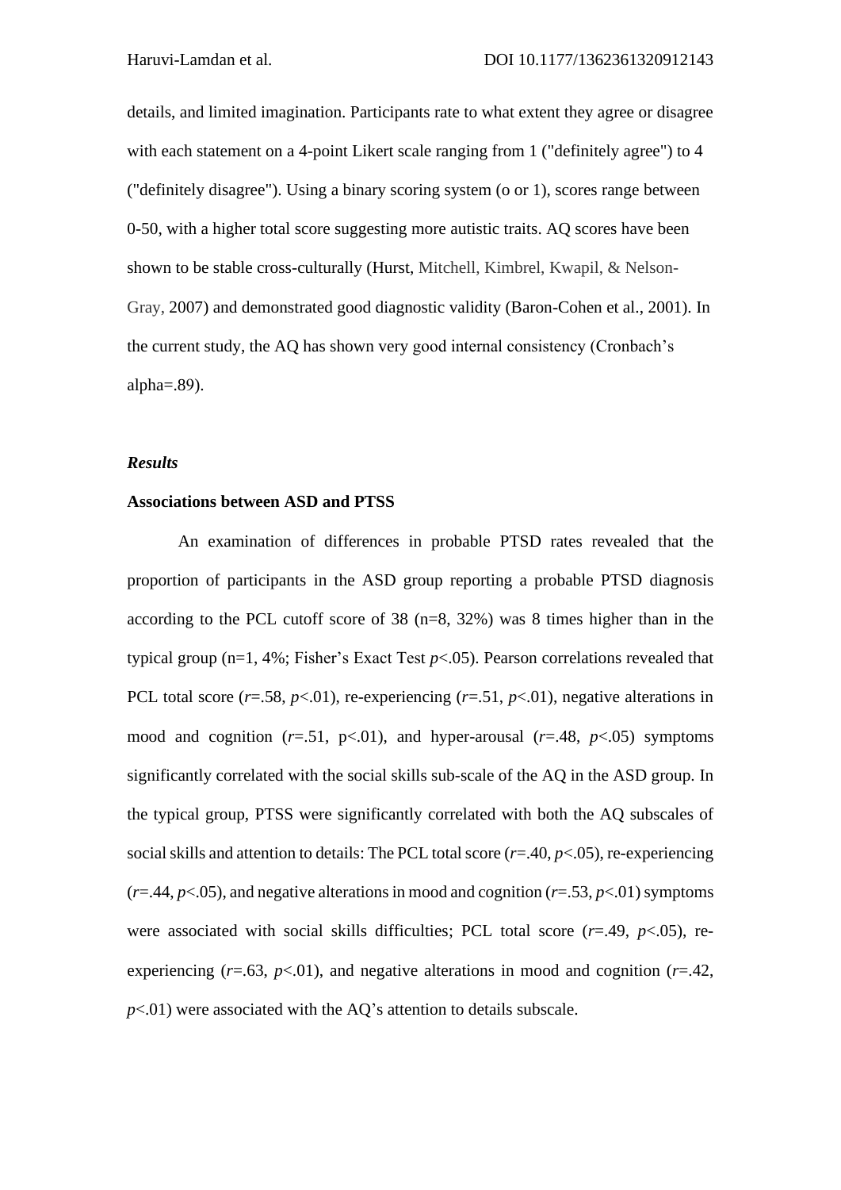details, and limited imagination. Participants rate to what extent they agree or disagree with each statement on a 4-point Likert scale ranging from 1 ("definitely agree") to 4 ("definitely disagree"). Using a binary scoring system (o or 1), scores range between 0-50, with a higher total score suggesting more autistic traits. AQ scores have been shown to be stable cross-culturally (Hurst, Mitchell, Kimbrel, Kwapil, & Nelson-Gray, 2007) and demonstrated good diagnostic validity (Baron-Cohen et al., 2001). In the current study, the AQ has shown very good internal consistency (Cronbach's alpha=.89).

### *Results*

**Associations between ASD and PTSS**

An examination of differences in probable PTSD rates revealed that the proportion of participants in the ASD group reporting a probable PTSD diagnosis according to the PCL cutoff score of 38 (n=8, 32%) was 8 times higher than in the typical group (n=1, 4%; Fisher's Exact Test $p<.05$). Pearson correlations revealed that PCL total score ($r=.58$, $p<.01$), re-experiencing ($r=.51$, $p<.01$), negative alterations in mood and cognition ($r=.51$, $p<.01$), and hyper-arousal ($r=.48$, $p<.05$) symptoms significantly correlated with the social skills sub-scale of the AQ in the ASD group. In the typical group, PTSS were significantly correlated with both the AQ subscales of social skills and attention to details: The PCL total score ($r=.40$, $p<.05$), re-experiencing ($r=.44$, $p<.05$), and negative alterations in mood and cognition ($r=.53$, $p<.01$) symptoms were associated with social skills difficulties; PCL total score ($r=.49$, $p<.05$), re-experiencing ($r=.63$, $p<.01$), and negative alterations in mood and cognition ($r=.42$, $p<.01$) were associated with the AQ's attention to details subscale.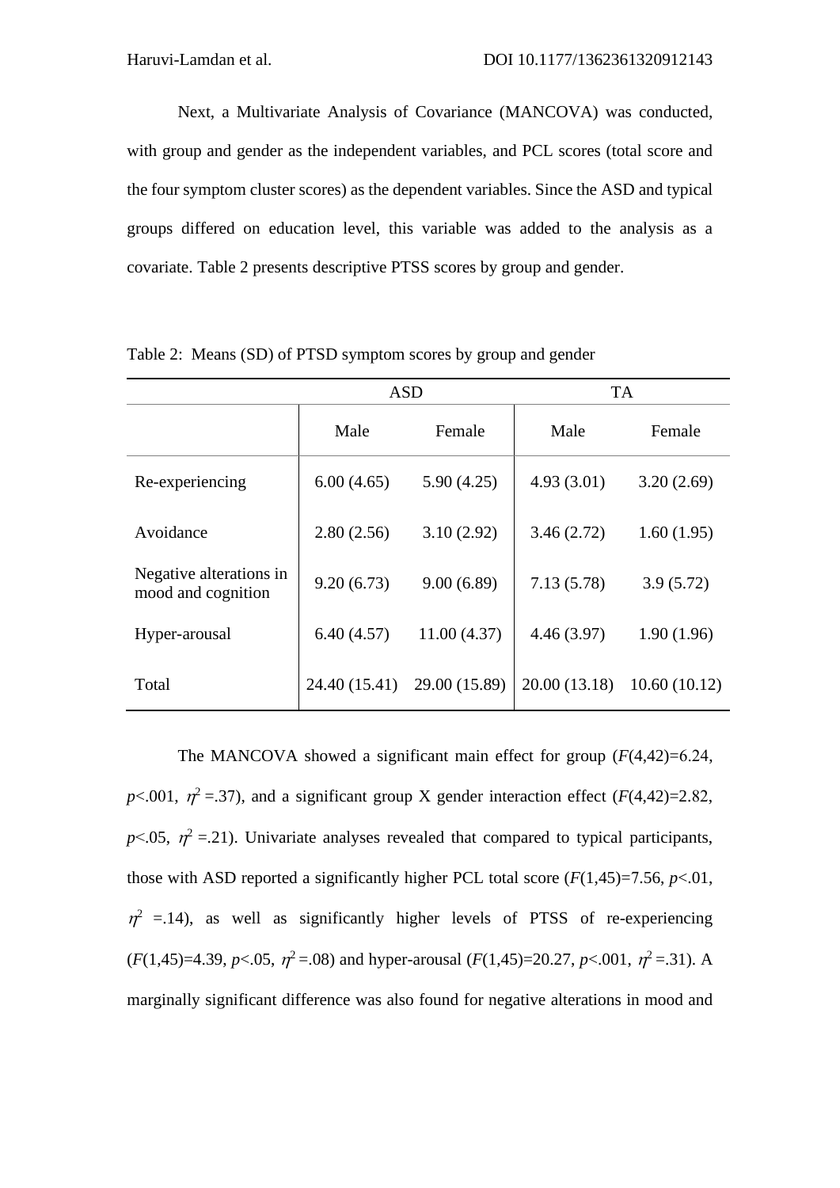Next, a Multivariate Analysis of Covariance (MANCOVA) was conducted, with group and gender as the independent variables, and PCL scores (total score and the four symptom cluster scores) as the dependent variables. Since the ASD and typical groups differed on education level, this variable was added to the analysis as a covariate. Table 2 presents descriptive PTSS scores by group and gender.

Table 2: Means (SD) of PTSD symptom scores by group and gender

| | ASD | | TA | |
|---|---|---|---|---|
| | Male | Female | Male | Female |
| Re-experiencing | 6.00 (4.65) | 5.90 (4.25) | 4.93 (3.01) | 3.20 (2.69) |
| Avoidance | 2.80 (2.56) | 3.10 (2.92) | 3.46 (2.72) | 1.60 (1.95) |
| Negative alterations in mood and cognition | 9.20 (6.73) | 9.00 (6.89) | 7.13 (5.78) | 3.9 (5.72) |
| Hyper-arousal | 6.40 (4.57) | 11.00 (4.37) | 4.46 (3.97) | 1.90 (1.96) |
| Total | 24.40 (15.41) | 29.00 (15.89) | 20.00 (13.18) | 10.60 (10.12) |

The MANCOVA showed a significant main effect for group ($F(4,42)=6.24$, $p<.001$, $\eta^2=.37$), and a significant group X gender interaction effect ($F(4,42)=2.82$, $p<.05$, $\eta^2=.21$). Univariate analyses revealed that compared to typical participants, those with ASD reported a significantly higher PCL total score ($F(1,45)=7.56$, $p<.01$, $\eta^2=.14$), as well as significantly higher levels of PTSS of re-experiencing ($F(1,45)=4.39$, $p<.05$, $\eta^2=.08$) and hyper-arousal ($F(1,45)=20.27$, $p<.001$, $\eta^2=.31$). A marginally significant difference was also found for negative alterations in mood and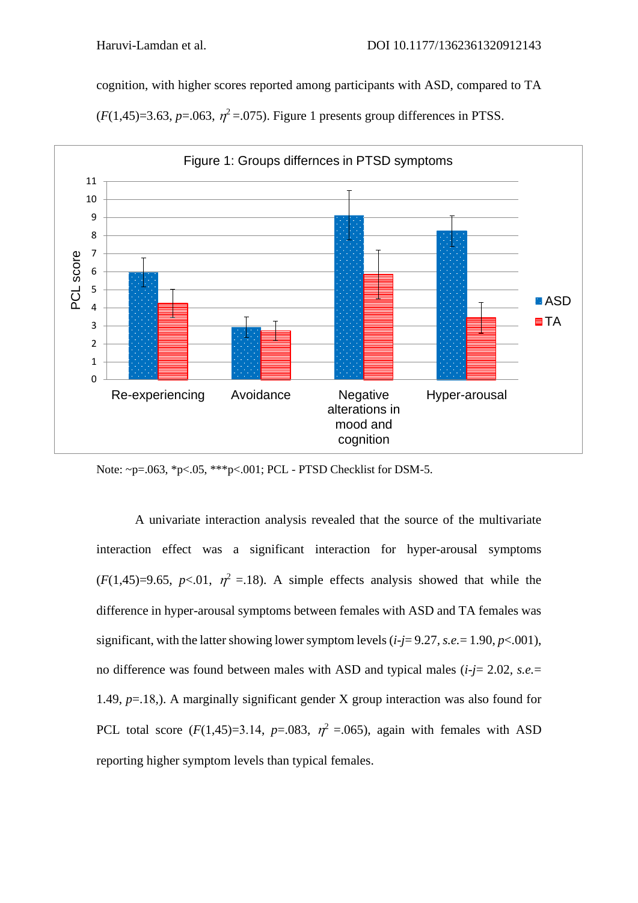cognition, with higher scores reported among participants with ASD, compared to TA ($F$(1,45)=3.63, $p$=.063, $\eta^2$ =.075). Figure 1 presents group differences in PTSS.

Figure 1: Groups differnces in PTSD symptoms

Note: ~p=.063, *p<.05, ***p<.001; PCL - PTSD Checklist for DSM-5.

A univariate interaction analysis revealed that the source of the multivariate interaction effect was a significant interaction for hyper-arousal symptoms ($F$(1,45)=9.65, $p$<.01, $\eta^2$ =.18). A simple effects analysis showed that while the difference in hyper-arousal symptoms between females with ASD and TA females was significant, with the latter showing lower symptom levels ($i$-$j$= 9.27, $s.e.$= 1.90, $p$<.001), no difference was found between males with ASD and typical males ($i$-$j$= 2.02, $s.e.$= 1.49, $p$=.18,). A marginally significant gender X group interaction was also found for PCL total score ($F$(1,45)=3.14, $p$=.083, $\eta^2$ =.065), again with females with ASD reporting higher symptom levels than typical females.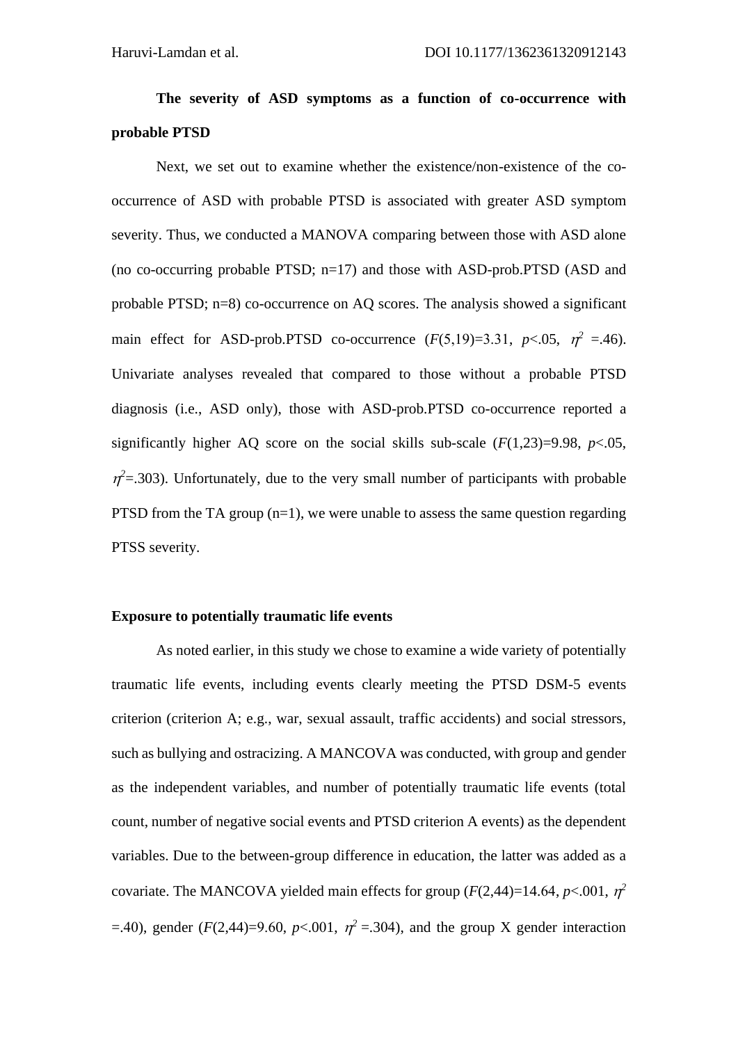**The severity of ASD symptoms as a function of co-occurrence with probable PTSD**

Next, we set out to examine whether the existence/non-existence of the co-occurrence of ASD with probable PTSD is associated with greater ASD symptom severity. Thus, we conducted a MANOVA comparing between those with ASD alone (no co-occurring probable PTSD; n=17) and those with ASD-prob.PTSD (ASD and probable PTSD; n=8) co-occurrence on AQ scores. The analysis showed a significant main effect for ASD-prob.PTSD co-occurrence ($F(5,19)=3.31$, $p<.05$, $\eta^2=.46$). Univariate analyses revealed that compared to those without a probable PTSD diagnosis (i.e., ASD only), those with ASD-prob.PTSD co-occurrence reported a significantly higher AQ score on the social skills sub-scale ($F(1,23)=9.98$, $p<.05$, $\eta^2=.303$). Unfortunately, due to the very small number of participants with probable PTSD from the TA group (n=1), we were unable to assess the same question regarding PTSS severity.

**Exposure to potentially traumatic life events**

As noted earlier, in this study we chose to examine a wide variety of potentially traumatic life events, including events clearly meeting the PTSD DSM-5 events criterion (criterion A; e.g., war, sexual assault, traffic accidents) and social stressors, such as bullying and ostracizing. A MANCOVA was conducted, with group and gender as the independent variables, and number of potentially traumatic life events (total count, number of negative social events and PTSD criterion A events) as the dependent variables. Due to the between-group difference in education, the latter was added as a covariate. The MANCOVA yielded main effects for group ($F(2,44)=14.64$, $p<.001$, $\eta^2=.40$), gender ($F(2,44)=9.60$, $p<.001$, $\eta^2=.304$), and the group X gender interaction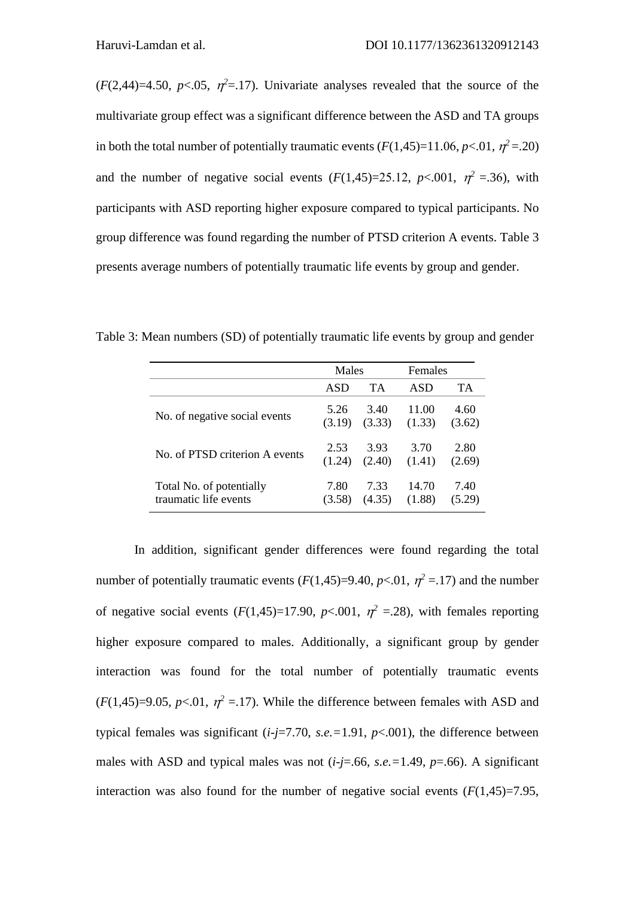($F(2,44)=4.50$, $p<.05$, $\eta^2=.17$). Univariate analyses revealed that the source of the multivariate group effect was a significant difference between the ASD and TA groups in both the total number of potentially traumatic events ($F(1,45)=11.06$, $p<.01$, $\eta^2=.20$) and the number of negative social events ($F(1,45)=25.12$, $p<.001$, $\eta^2=.36$), with participants with ASD reporting higher exposure compared to typical participants. No group difference was found regarding the number of PTSD criterion A events. Table 3 presents average numbers of potentially traumatic life events by group and gender.

Table 3: Mean numbers (SD) of potentially traumatic life events by group and gender

| | Males | | Females | |
|---|---|---|---|---|
| | ASD | TA | ASD | TA |
| No. of negative social events | 5.26 (3.19) | 3.40 (3.33) | 11.00 (1.33) | 4.60 (3.62) |
| No. of PTSD criterion A events | 2.53 (1.24) | 3.93 (2.40) | 3.70 (1.41) | 2.80 (2.69) |
| Total No. of potentially traumatic life events | 7.80 (3.58) | 7.33 (4.35) | 14.70 (1.88) | 7.40 (5.29) |

In addition, significant gender differences were found regarding the total number of potentially traumatic events ($F(1,45)=9.40$, $p<.01$, $\eta^2=.17$) and the number of negative social events ($F(1,45)=17.90$, $p<.001$, $\eta^2=.28$), with females reporting higher exposure compared to males. Additionally, a significant group by gender interaction was found for the total number of potentially traumatic events ($F(1,45)=9.05$, $p<.01$, $\eta^2=.17$). While the difference between females with ASD and typical females was significant ($i$-$j$=7.70, $s.e.$=1.91, $p<.001$), the difference between males with ASD and typical males was not ($i$-$j$=.66, $s.e.$=1.49, $p$=.66). A significant interaction was also found for the number of negative social events ($F(1,45)=7.95$,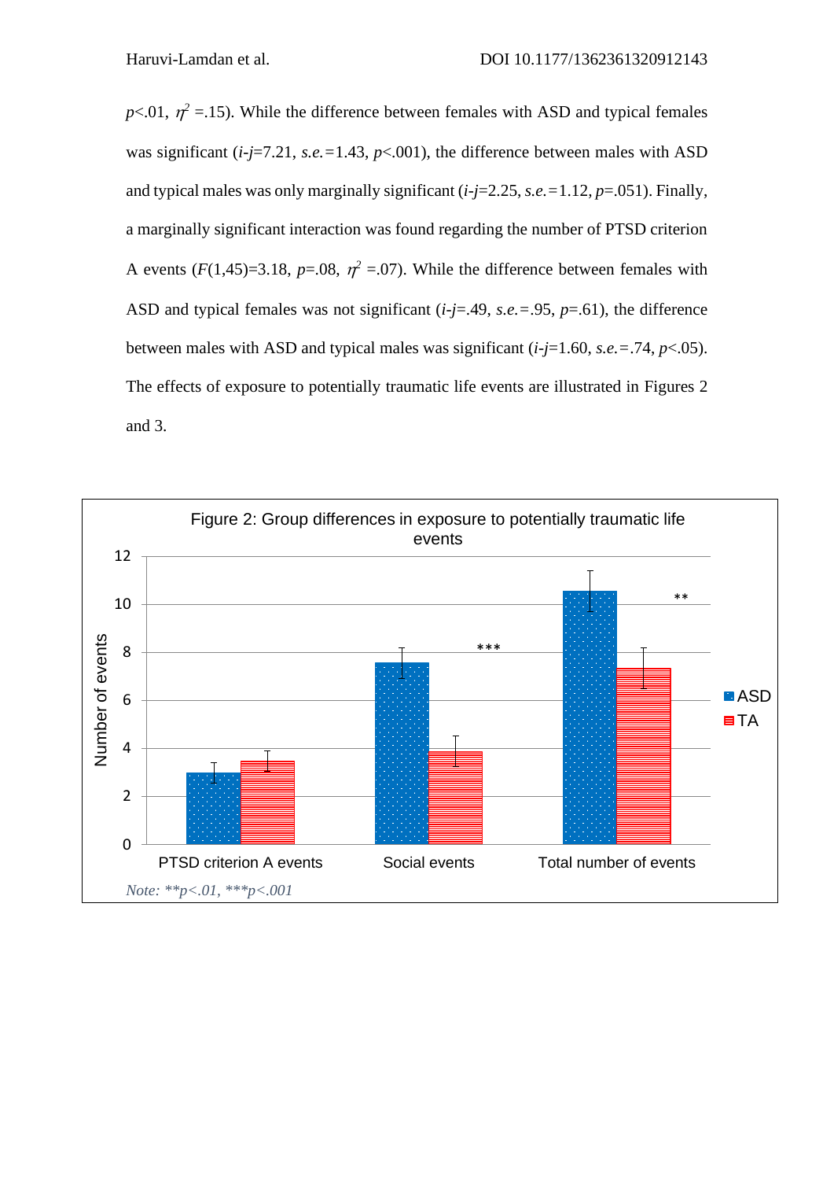$p<.01$, $\eta^2=.15$). While the difference between females with ASD and typical females was significant ($i$-$j$=7.21, $s.e.$=1.43, $p<.001$), the difference between males with ASD and typical males was only marginally significant ($i$-$j$=2.25, $s.e.$=1.12, $p$=.051). Finally, a marginally significant interaction was found regarding the number of PTSD criterion A events ($F(1,45)=3.18$, $p=.08$, $\eta^2=.07$). While the difference between females with ASD and typical females was not significant ($i$-$j$=.49, $s.e.$=.95, $p$=.61), the difference between males with ASD and typical males was significant ($i$-$j$=1.60, $s.e.$=.74, $p<.05$). The effects of exposure to potentially traumatic life events are illustrated in Figures 2 and 3.

Figure 2: Group differences in exposure to potentially traumatic life events

*Note: \*\*p<.01, \*\*\*p<.001*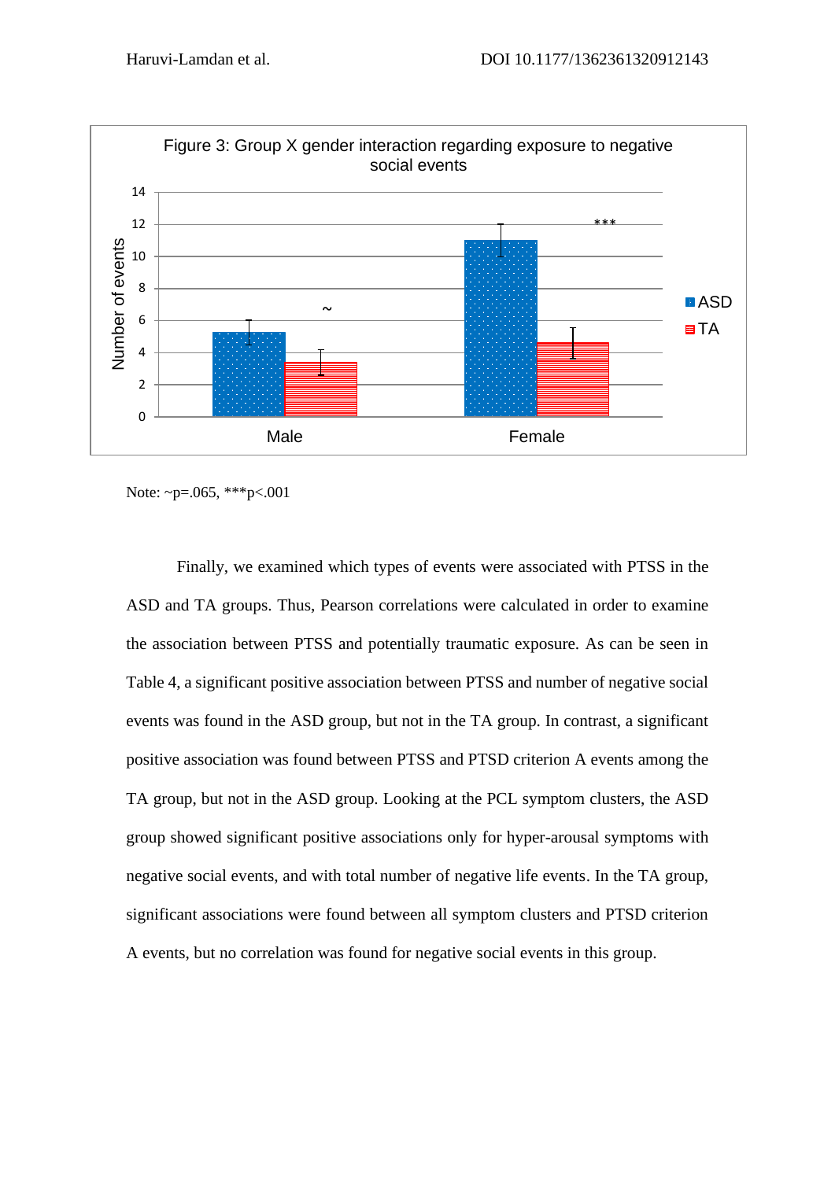Figure 3: Group X gender interaction regarding exposure to negative social events

Note: ~p=.065, ***p<.001

Finally, we examined which types of events were associated with PTSS in the ASD and TA groups. Thus, Pearson correlations were calculated in order to examine the association between PTSS and potentially traumatic exposure. As can be seen in Table 4, a significant positive association between PTSS and number of negative social events was found in the ASD group, but not in the TA group. In contrast, a significant positive association was found between PTSS and PTSD criterion A events among the TA group, but not in the ASD group. Looking at the PCL symptom clusters, the ASD group showed significant positive associations only for hyper-arousal symptoms with negative social events, and with total number of negative life events. In the TA group, significant associations were found between all symptom clusters and PTSD criterion A events, but no correlation was found for negative social events in this group.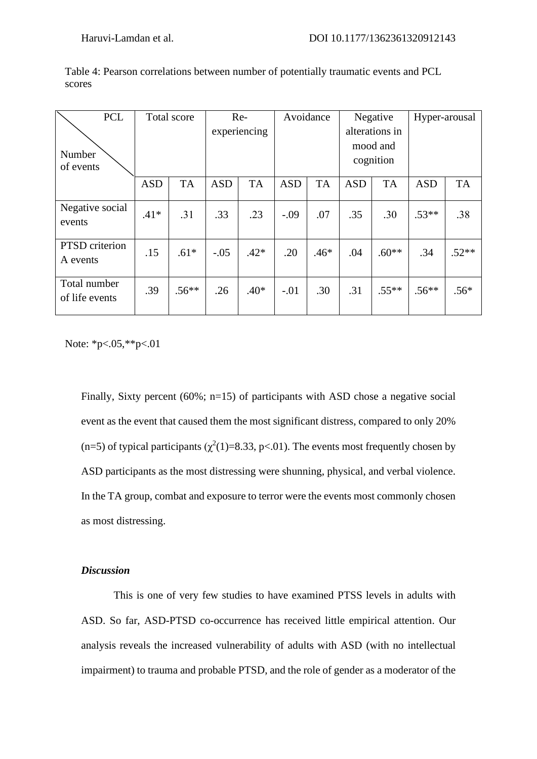Table 4: Pearson correlations between number of potentially traumatic events and PCL scores

| PCL / Number of events | Total score | | Re-experiencing | | Avoidance | | Negative alterations in mood and cognition | | Hyper-arousal | |
|---|---|---|---|---|---|---|---|---|---|---|
| | ASD | TA | ASD | TA | ASD | TA | ASD | TA | ASD | TA |
| Negative social events | .41* | .31 | .33 | .23 | -.09 | .07 | .35 | .30 | .53** | .38 |
| PTSD criterion A events | .15 | .61* | -.05 | .42* | .20 | .46* | .04 | .60** | .34 | .52** |
| Total number of life events | .39 | .56** | .26 | .40* | -.01 | .30 | .31 | .55** | .56** | .56* |

Note: *p<.05,**p<.01

Finally, Sixty percent (60%; n=15) of participants with ASD chose a negative social event as the event that caused them the most significant distress, compared to only 20% (n=5) of typical participants ($\chi^2(1)=8.33$, $p<.01$). The events most frequently chosen by ASD participants as the most distressing were shunning, physical, and verbal violence. In the TA group, combat and exposure to terror were the events most commonly chosen as most distressing.

***Discussion***

This is one of very few studies to have examined PTSS levels in adults with ASD. So far, ASD-PTSD co-occurrence has received little empirical attention. Our analysis reveals the increased vulnerability of adults with ASD (with no intellectual impairment) to trauma and probable PTSD, and the role of gender as a moderator of the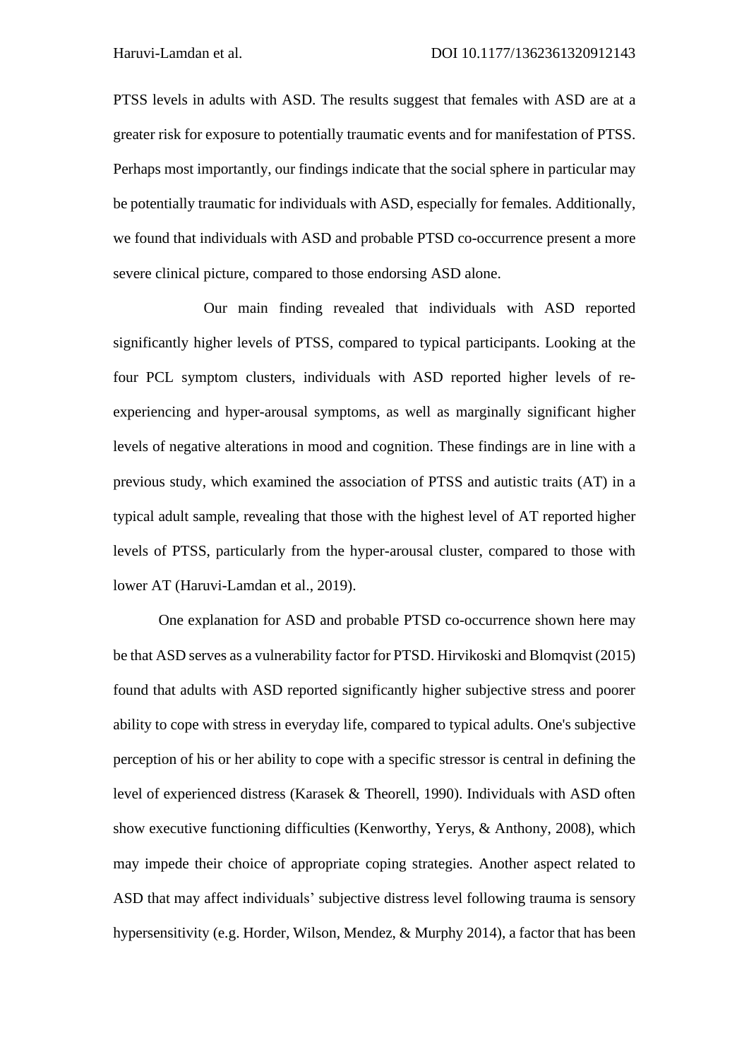PTSS levels in adults with ASD. The results suggest that females with ASD are at a greater risk for exposure to potentially traumatic events and for manifestation of PTSS. Perhaps most importantly, our findings indicate that the social sphere in particular may be potentially traumatic for individuals with ASD, especially for females. Additionally, we found that individuals with ASD and probable PTSD co-occurrence present a more severe clinical picture, compared to those endorsing ASD alone.

Our main finding revealed that individuals with ASD reported significantly higher levels of PTSS, compared to typical participants. Looking at the four PCL symptom clusters, individuals with ASD reported higher levels of re-experiencing and hyper-arousal symptoms, as well as marginally significant higher levels of negative alterations in mood and cognition. These findings are in line with a previous study, which examined the association of PTSS and autistic traits (AT) in a typical adult sample, revealing that those with the highest level of AT reported higher levels of PTSS, particularly from the hyper-arousal cluster, compared to those with lower AT (Haruvi-Lamdan et al., 2019).

One explanation for ASD and probable PTSD co-occurrence shown here may be that ASD serves as a vulnerability factor for PTSD. Hirvikoski and Blomqvist (2015) found that adults with ASD reported significantly higher subjective stress and poorer ability to cope with stress in everyday life, compared to typical adults. One's subjective perception of his or her ability to cope with a specific stressor is central in defining the level of experienced distress (Karasek & Theorell, 1990). Individuals with ASD often show executive functioning difficulties (Kenworthy, Yerys, & Anthony, 2008), which may impede their choice of appropriate coping strategies. Another aspect related to ASD that may affect individuals' subjective distress level following trauma is sensory hypersensitivity (e.g. Horder, Wilson, Mendez, & Murphy 2014), a factor that has been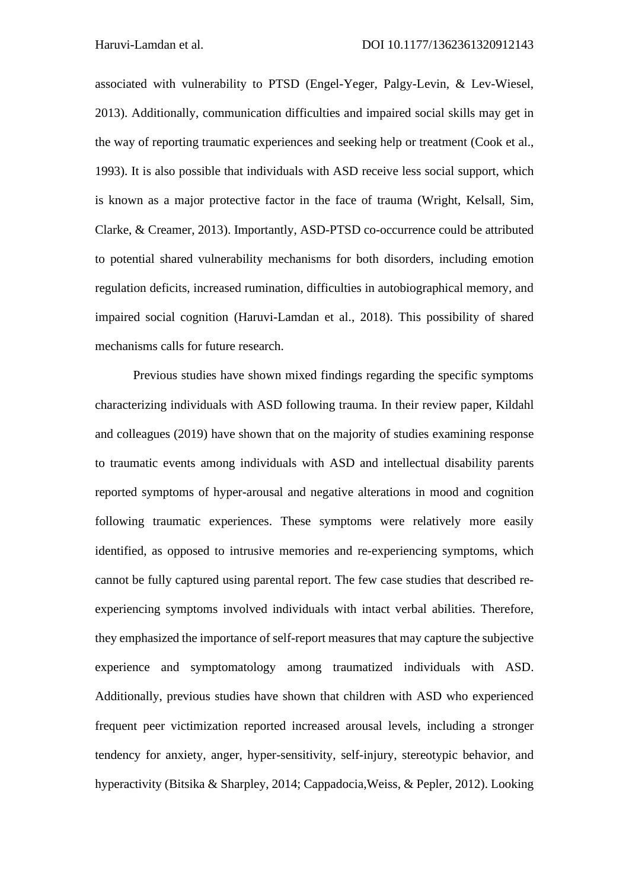associated with vulnerability to PTSD (Engel-Yeger, Palgy-Levin, & Lev-Wiesel, 2013). Additionally, communication difficulties and impaired social skills may get in the way of reporting traumatic experiences and seeking help or treatment (Cook et al., 1993). It is also possible that individuals with ASD receive less social support, which is known as a major protective factor in the face of trauma (Wright, Kelsall, Sim, Clarke, & Creamer, 2013). Importantly, ASD-PTSD co-occurrence could be attributed to potential shared vulnerability mechanisms for both disorders, including emotion regulation deficits, increased rumination, difficulties in autobiographical memory, and impaired social cognition (Haruvi-Lamdan et al., 2018). This possibility of shared mechanisms calls for future research.

Previous studies have shown mixed findings regarding the specific symptoms characterizing individuals with ASD following trauma. In their review paper, Kildahl and colleagues (2019) have shown that on the majority of studies examining response to traumatic events among individuals with ASD and intellectual disability parents reported symptoms of hyper-arousal and negative alterations in mood and cognition following traumatic experiences. These symptoms were relatively more easily identified, as opposed to intrusive memories and re-experiencing symptoms, which cannot be fully captured using parental report. The few case studies that described re-experiencing symptoms involved individuals with intact verbal abilities. Therefore, they emphasized the importance of self-report measures that may capture the subjective experience and symptomatology among traumatized individuals with ASD. Additionally, previous studies have shown that children with ASD who experienced frequent peer victimization reported increased arousal levels, including a stronger tendency for anxiety, anger, hyper-sensitivity, self-injury, stereotypic behavior, and hyperactivity (Bitsika & Sharpley, 2014; Cappadocia,Weiss, & Pepler, 2012). Looking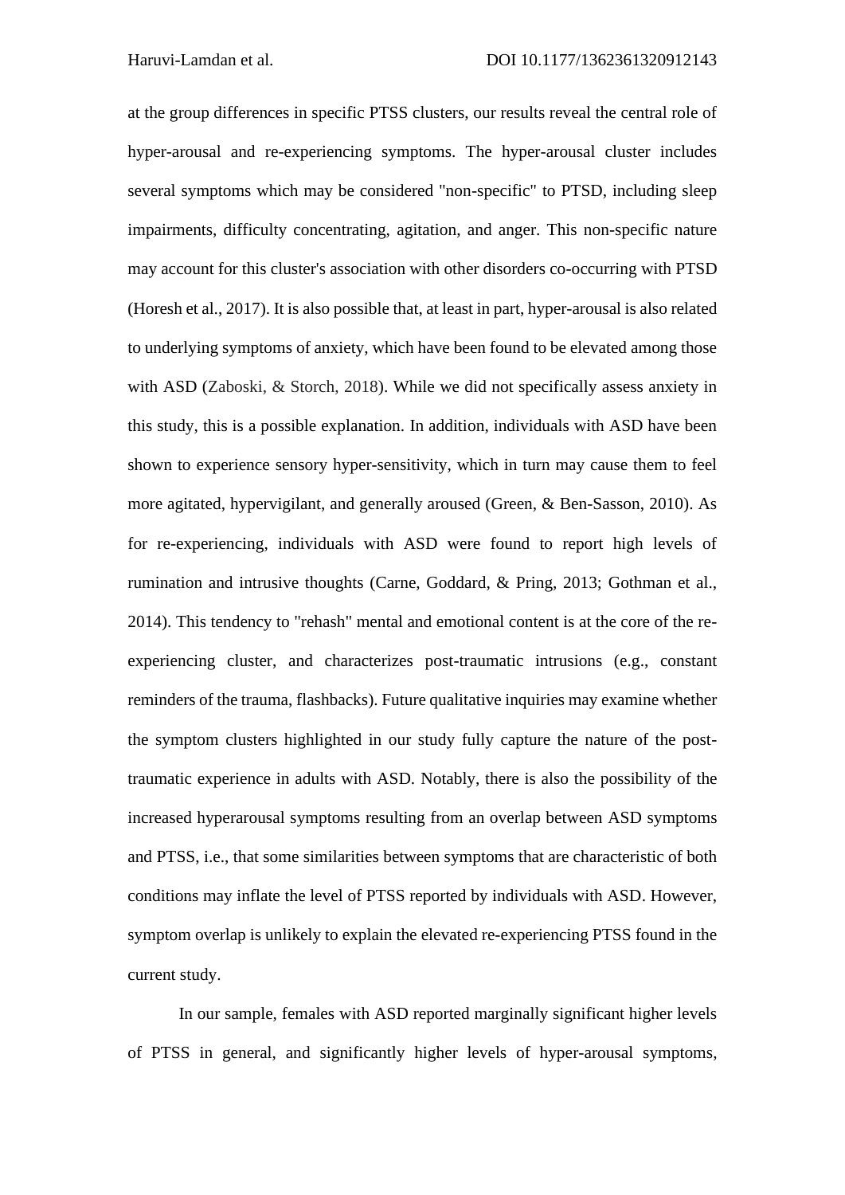at the group differences in specific PTSS clusters, our results reveal the central role of hyper-arousal and re-experiencing symptoms. The hyper-arousal cluster includes several symptoms which may be considered "non-specific" to PTSD, including sleep impairments, difficulty concentrating, agitation, and anger. This non-specific nature may account for this cluster's association with other disorders co-occurring with PTSD (Horesh et al., 2017). It is also possible that, at least in part, hyper-arousal is also related to underlying symptoms of anxiety, which have been found to be elevated among those with ASD (Zaboski, & Storch, 2018). While we did not specifically assess anxiety in this study, this is a possible explanation. In addition, individuals with ASD have been shown to experience sensory hyper-sensitivity, which in turn may cause them to feel more agitated, hypervigilant, and generally aroused (Green, & Ben-Sasson, 2010). As for re-experiencing, individuals with ASD were found to report high levels of rumination and intrusive thoughts (Carne, Goddard, & Pring, 2013; Gothman et al., 2014). This tendency to "rehash" mental and emotional content is at the core of the re-experiencing cluster, and characterizes post-traumatic intrusions (e.g., constant reminders of the trauma, flashbacks). Future qualitative inquiries may examine whether the symptom clusters highlighted in our study fully capture the nature of the post-traumatic experience in adults with ASD. Notably, there is also the possibility of the increased hyperarousal symptoms resulting from an overlap between ASD symptoms and PTSS, i.e., that some similarities between symptoms that are characteristic of both conditions may inflate the level of PTSS reported by individuals with ASD. However, symptom overlap is unlikely to explain the elevated re-experiencing PTSS found in the current study.

In our sample, females with ASD reported marginally significant higher levels of PTSS in general, and significantly higher levels of hyper-arousal symptoms,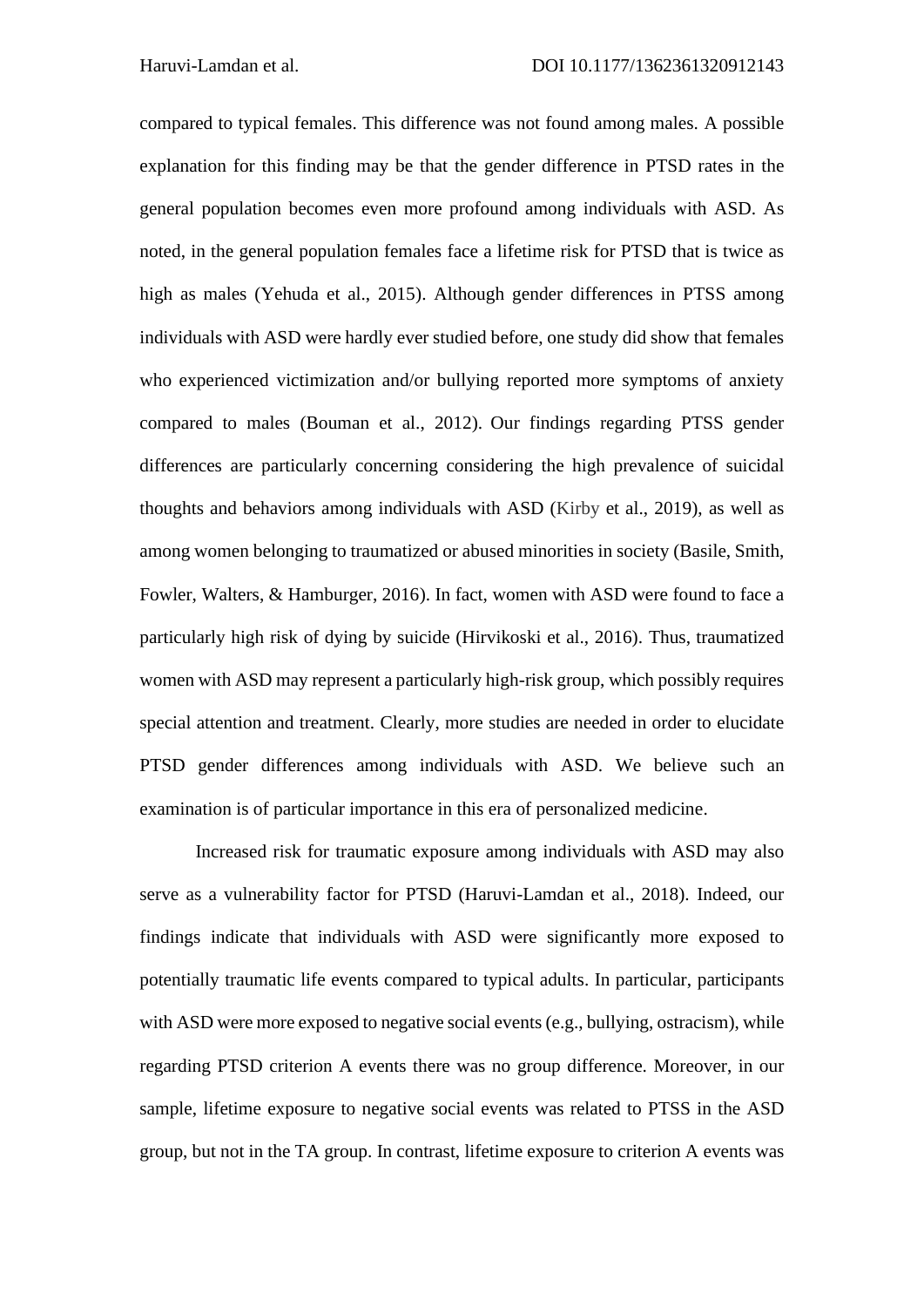compared to typical females. This difference was not found among males. A possible explanation for this finding may be that the gender difference in PTSD rates in the general population becomes even more profound among individuals with ASD. As noted, in the general population females face a lifetime risk for PTSD that is twice as high as males (Yehuda et al., 2015). Although gender differences in PTSS among individuals with ASD were hardly ever studied before, one study did show that females who experienced victimization and/or bullying reported more symptoms of anxiety compared to males (Bouman et al., 2012). Our findings regarding PTSS gender differences are particularly concerning considering the high prevalence of suicidal thoughts and behaviors among individuals with ASD (Kirby et al., 2019), as well as among women belonging to traumatized or abused minorities in society (Basile, Smith, Fowler, Walters, & Hamburger, 2016). In fact, women with ASD were found to face a particularly high risk of dying by suicide (Hirvikoski et al., 2016). Thus, traumatized women with ASD may represent a particularly high-risk group, which possibly requires special attention and treatment. Clearly, more studies are needed in order to elucidate PTSD gender differences among individuals with ASD. We believe such an examination is of particular importance in this era of personalized medicine.

Increased risk for traumatic exposure among individuals with ASD may also serve as a vulnerability factor for PTSD (Haruvi-Lamdan et al., 2018). Indeed, our findings indicate that individuals with ASD were significantly more exposed to potentially traumatic life events compared to typical adults. In particular, participants with ASD were more exposed to negative social events (e.g., bullying, ostracism), while regarding PTSD criterion A events there was no group difference. Moreover, in our sample, lifetime exposure to negative social events was related to PTSS in the ASD group, but not in the TA group. In contrast, lifetime exposure to criterion A events was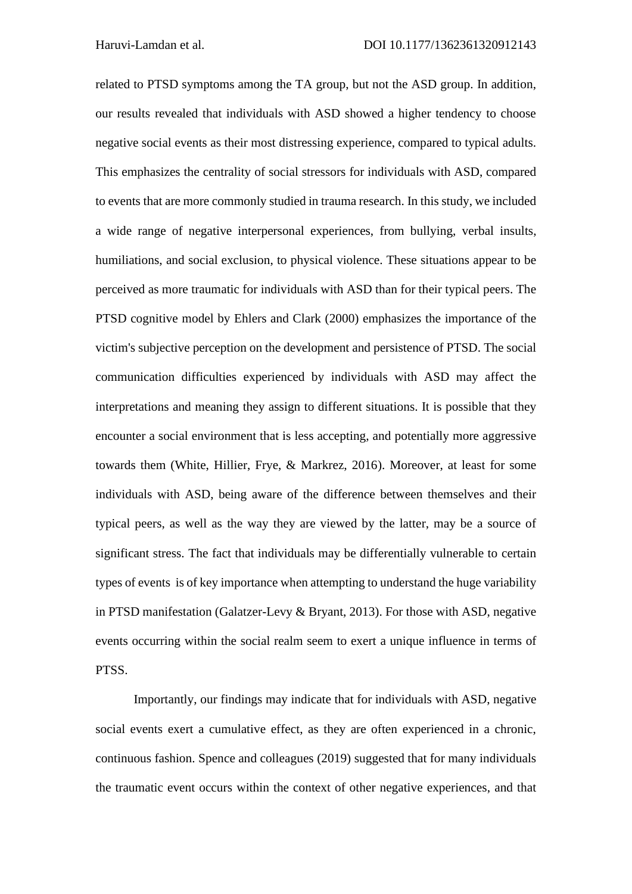related to PTSD symptoms among the TA group, but not the ASD group. In addition, our results revealed that individuals with ASD showed a higher tendency to choose negative social events as their most distressing experience, compared to typical adults. This emphasizes the centrality of social stressors for individuals with ASD, compared to events that are more commonly studied in trauma research. In this study, we included a wide range of negative interpersonal experiences, from bullying, verbal insults, humiliations, and social exclusion, to physical violence. These situations appear to be perceived as more traumatic for individuals with ASD than for their typical peers. The PTSD cognitive model by Ehlers and Clark (2000) emphasizes the importance of the victim's subjective perception on the development and persistence of PTSD. The social communication difficulties experienced by individuals with ASD may affect the interpretations and meaning they assign to different situations. It is possible that they encounter a social environment that is less accepting, and potentially more aggressive towards them (White, Hillier, Frye, & Markrez, 2016). Moreover, at least for some individuals with ASD, being aware of the difference between themselves and their typical peers, as well as the way they are viewed by the latter, may be a source of significant stress. The fact that individuals may be differentially vulnerable to certain types of events is of key importance when attempting to understand the huge variability in PTSD manifestation (Galatzer-Levy & Bryant, 2013). For those with ASD, negative events occurring within the social realm seem to exert a unique influence in terms of PTSS.

Importantly, our findings may indicate that for individuals with ASD, negative social events exert a cumulative effect, as they are often experienced in a chronic, continuous fashion. Spence and colleagues (2019) suggested that for many individuals the traumatic event occurs within the context of other negative experiences, and that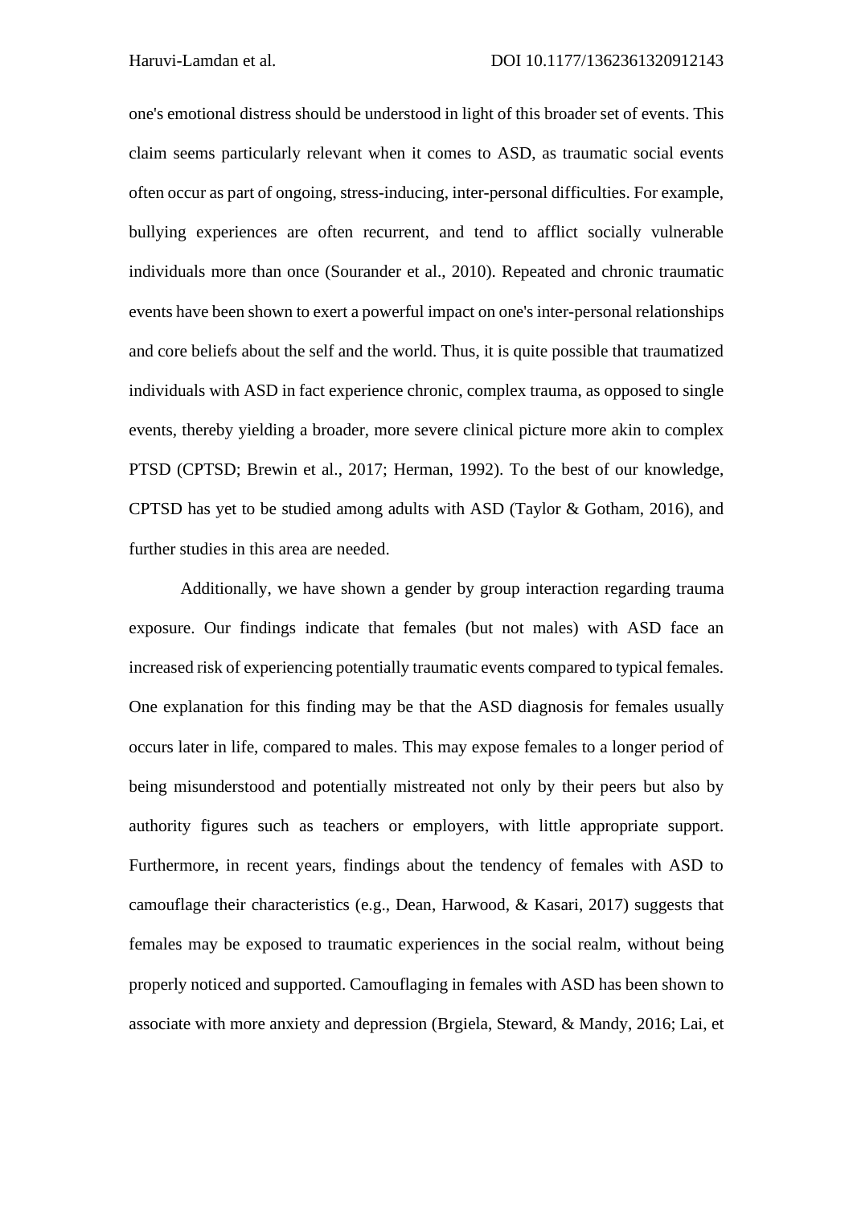one's emotional distress should be understood in light of this broader set of events. This claim seems particularly relevant when it comes to ASD, as traumatic social events often occur as part of ongoing, stress-inducing, inter-personal difficulties. For example, bullying experiences are often recurrent, and tend to afflict socially vulnerable individuals more than once (Sourander et al., 2010). Repeated and chronic traumatic events have been shown to exert a powerful impact on one's inter-personal relationships and core beliefs about the self and the world. Thus, it is quite possible that traumatized individuals with ASD in fact experience chronic, complex trauma, as opposed to single events, thereby yielding a broader, more severe clinical picture more akin to complex PTSD (CPTSD; Brewin et al., 2017; Herman, 1992). To the best of our knowledge, CPTSD has yet to be studied among adults with ASD (Taylor & Gotham, 2016), and further studies in this area are needed.

Additionally, we have shown a gender by group interaction regarding trauma exposure. Our findings indicate that females (but not males) with ASD face an increased risk of experiencing potentially traumatic events compared to typical females. One explanation for this finding may be that the ASD diagnosis for females usually occurs later in life, compared to males. This may expose females to a longer period of being misunderstood and potentially mistreated not only by their peers but also by authority figures such as teachers or employers, with little appropriate support. Furthermore, in recent years, findings about the tendency of females with ASD to camouflage their characteristics (e.g., Dean, Harwood, & Kasari, 2017) suggests that females may be exposed to traumatic experiences in the social realm, without being properly noticed and supported. Camouflaging in females with ASD has been shown to associate with more anxiety and depression (Brgiela, Steward, & Mandy, 2016; Lai, et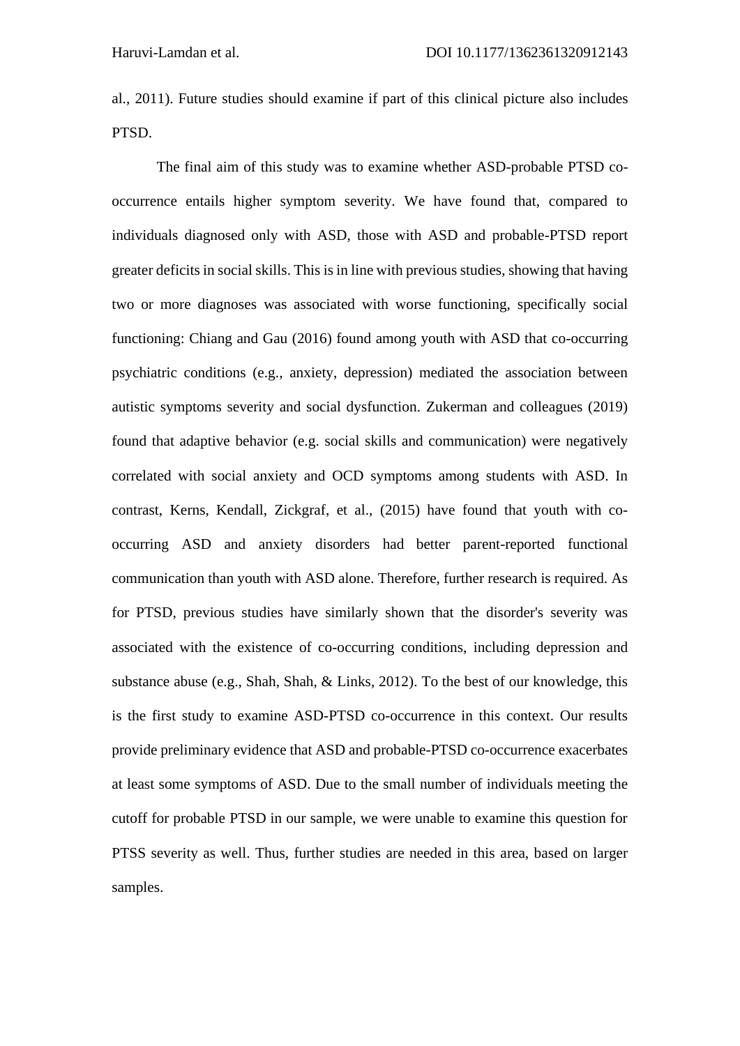al., 2011). Future studies should examine if part of this clinical picture also includes PTSD.

The final aim of this study was to examine whether ASD-probable PTSD co-occurrence entails higher symptom severity. We have found that, compared to individuals diagnosed only with ASD, those with ASD and probable-PTSD report greater deficits in social skills. This is in line with previous studies, showing that having two or more diagnoses was associated with worse functioning, specifically social functioning: Chiang and Gau (2016) found among youth with ASD that co-occurring psychiatric conditions (e.g., anxiety, depression) mediated the association between autistic symptoms severity and social dysfunction. Zukerman and colleagues (2019) found that adaptive behavior (e.g. social skills and communication) were negatively correlated with social anxiety and OCD symptoms among students with ASD. In contrast, Kerns, Kendall, Zickgraf, et al., (2015) have found that youth with co-occurring ASD and anxiety disorders had better parent-reported functional communication than youth with ASD alone. Therefore, further research is required. As for PTSD, previous studies have similarly shown that the disorder's severity was associated with the existence of co-occurring conditions, including depression and substance abuse (e.g., Shah, Shah, & Links, 2012). To the best of our knowledge, this is the first study to examine ASD-PTSD co-occurrence in this context. Our results provide preliminary evidence that ASD and probable-PTSD co-occurrence exacerbates at least some symptoms of ASD. Due to the small number of individuals meeting the cutoff for probable PTSD in our sample, we were unable to examine this question for PTSS severity as well. Thus, further studies are needed in this area, based on larger samples.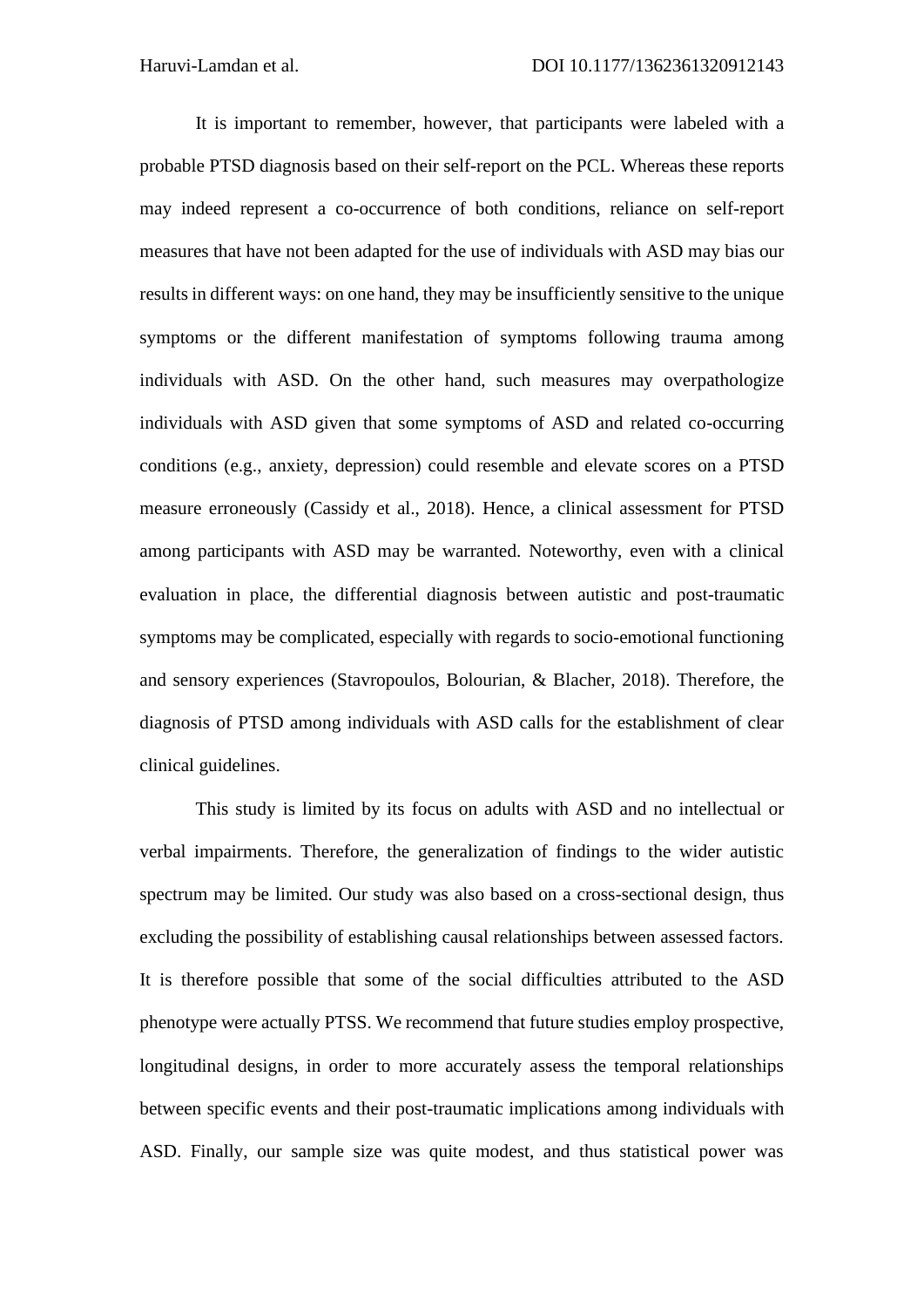It is important to remember, however, that participants were labeled with a probable PTSD diagnosis based on their self-report on the PCL. Whereas these reports may indeed represent a co-occurrence of both conditions, reliance on self-report measures that have not been adapted for the use of individuals with ASD may bias our results in different ways: on one hand, they may be insufficiently sensitive to the unique symptoms or the different manifestation of symptoms following trauma among individuals with ASD. On the other hand, such measures may overpathologize individuals with ASD given that some symptoms of ASD and related co-occurring conditions (e.g., anxiety, depression) could resemble and elevate scores on a PTSD measure erroneously (Cassidy et al., 2018). Hence, a clinical assessment for PTSD among participants with ASD may be warranted. Noteworthy, even with a clinical evaluation in place, the differential diagnosis between autistic and post-traumatic symptoms may be complicated, especially with regards to socio-emotional functioning and sensory experiences (Stavropoulos, Bolourian, & Blacher, 2018). Therefore, the diagnosis of PTSD among individuals with ASD calls for the establishment of clear clinical guidelines.

This study is limited by its focus on adults with ASD and no intellectual or verbal impairments. Therefore, the generalization of findings to the wider autistic spectrum may be limited. Our study was also based on a cross-sectional design, thus excluding the possibility of establishing causal relationships between assessed factors. It is therefore possible that some of the social difficulties attributed to the ASD phenotype were actually PTSS. We recommend that future studies employ prospective, longitudinal designs, in order to more accurately assess the temporal relationships between specific events and their post-traumatic implications among individuals with ASD. Finally, our sample size was quite modest, and thus statistical power was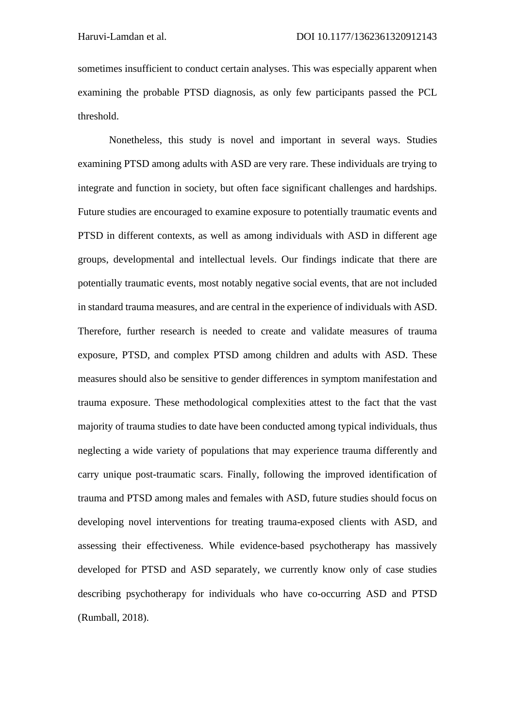sometimes insufficient to conduct certain analyses. This was especially apparent when examining the probable PTSD diagnosis, as only few participants passed the PCL threshold.

Nonetheless, this study is novel and important in several ways. Studies examining PTSD among adults with ASD are very rare. These individuals are trying to integrate and function in society, but often face significant challenges and hardships. Future studies are encouraged to examine exposure to potentially traumatic events and PTSD in different contexts, as well as among individuals with ASD in different age groups, developmental and intellectual levels. Our findings indicate that there are potentially traumatic events, most notably negative social events, that are not included in standard trauma measures, and are central in the experience of individuals with ASD. Therefore, further research is needed to create and validate measures of trauma exposure, PTSD, and complex PTSD among children and adults with ASD. These measures should also be sensitive to gender differences in symptom manifestation and trauma exposure. These methodological complexities attest to the fact that the vast majority of trauma studies to date have been conducted among typical individuals, thus neglecting a wide variety of populations that may experience trauma differently and carry unique post-traumatic scars. Finally, following the improved identification of trauma and PTSD among males and females with ASD, future studies should focus on developing novel interventions for treating trauma-exposed clients with ASD, and assessing their effectiveness. While evidence-based psychotherapy has massively developed for PTSD and ASD separately, we currently know only of case studies describing psychotherapy for individuals who have co-occurring ASD and PTSD (Rumball, 2018).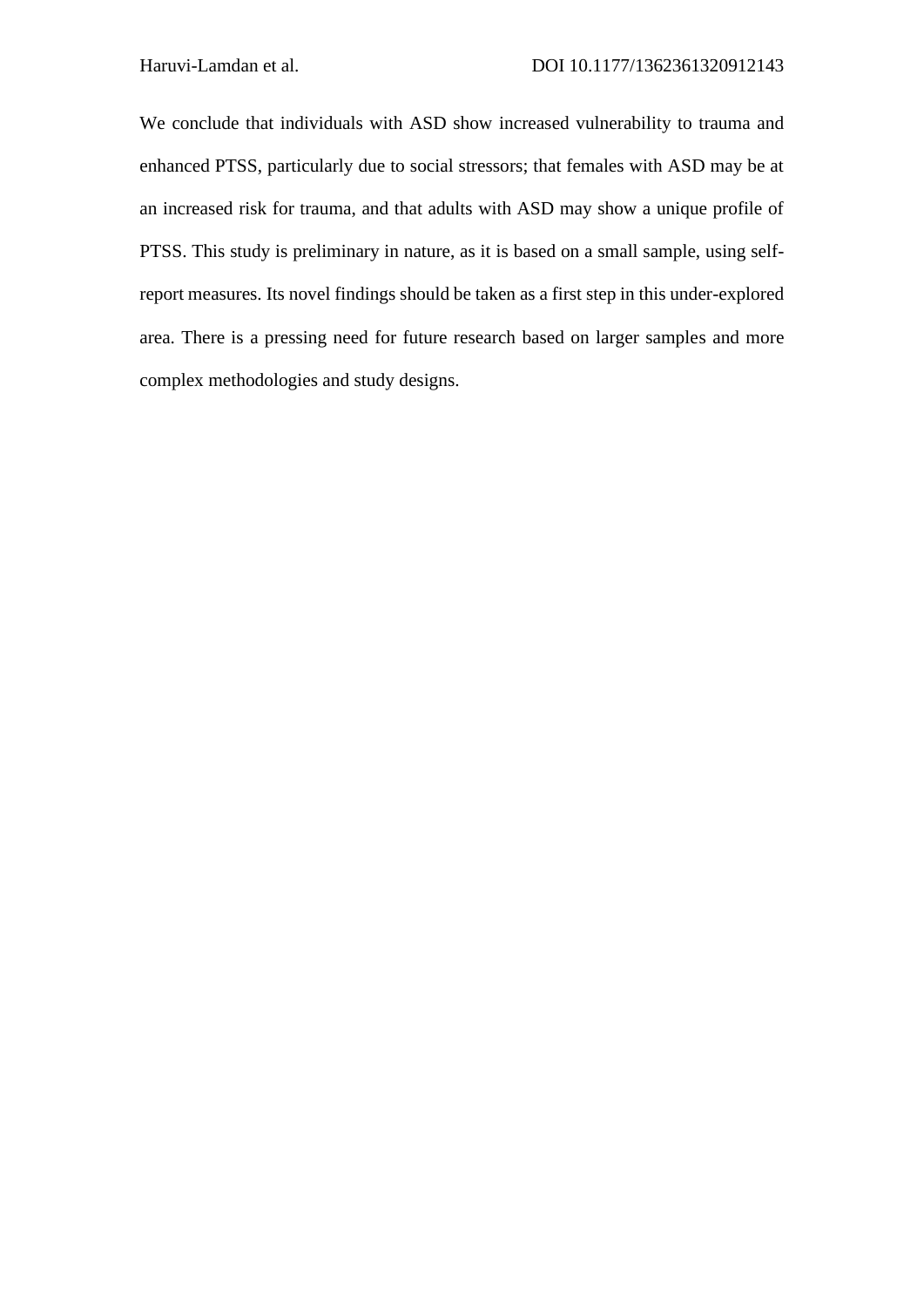We conclude that individuals with ASD show increased vulnerability to trauma and enhanced PTSS, particularly due to social stressors; that females with ASD may be at an increased risk for trauma, and that adults with ASD may show a unique profile of PTSS. This study is preliminary in nature, as it is based on a small sample, using self-report measures. Its novel findings should be taken as a first step in this under-explored area. There is a pressing need for future research based on larger samples and more complex methodologies and study designs.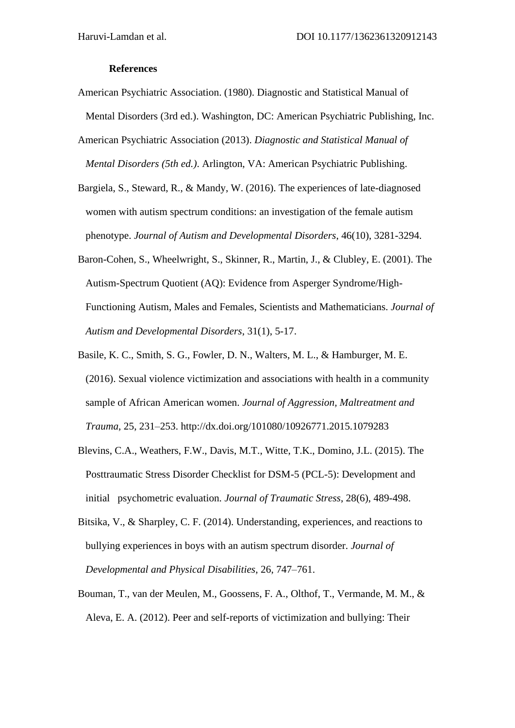## References

American Psychiatric Association. (1980). Diagnostic and Statistical Manual of Mental Disorders (3rd ed.). Washington, DC: American Psychiatric Publishing, Inc.

American Psychiatric Association (2013). *Diagnostic and Statistical Manual of Mental Disorders (5th ed.)*. Arlington, VA: American Psychiatric Publishing.

Bargiela, S., Steward, R., & Mandy, W. (2016). The experiences of late-diagnosed women with autism spectrum conditions: an investigation of the female autism phenotype. *Journal of Autism and Developmental Disorders*, 46(10), 3281-3294.

Baron-Cohen, S., Wheelwright, S., Skinner, R., Martin, J., & Clubley, E. (2001). The Autism-Spectrum Quotient (AQ): Evidence from Asperger Syndrome/High-Functioning Autism, Males and Females, Scientists and Mathematicians. *Journal of Autism and Developmental Disorders*, 31(1), 5-17.

Basile, K. C., Smith, S. G., Fowler, D. N., Walters, M. L., & Hamburger, M. E. (2016). Sexual violence victimization and associations with health in a community sample of African American women. *Journal of Aggression, Maltreatment and Trauma*, 25, 231–253. http://dx.doi.org/101080/10926771.2015.1079283

Blevins, C.A., Weathers, F.W., Davis, M.T., Witte, T.K., Domino, J.L. (2015). The Posttraumatic Stress Disorder Checklist for DSM-5 (PCL-5): Development and initial psychometric evaluation. *Journal of Traumatic Stress*, 28(6), 489-498.

Bitsika, V., & Sharpley, C. F. (2014). Understanding, experiences, and reactions to bullying experiences in boys with an autism spectrum disorder. *Journal of Developmental and Physical Disabilities*, 26, 747–761.

Bouman, T., van der Meulen, M., Goossens, F. A., Olthof, T., Vermande, M. M., & Aleva, E. A. (2012). Peer and self-reports of victimization and bullying: Their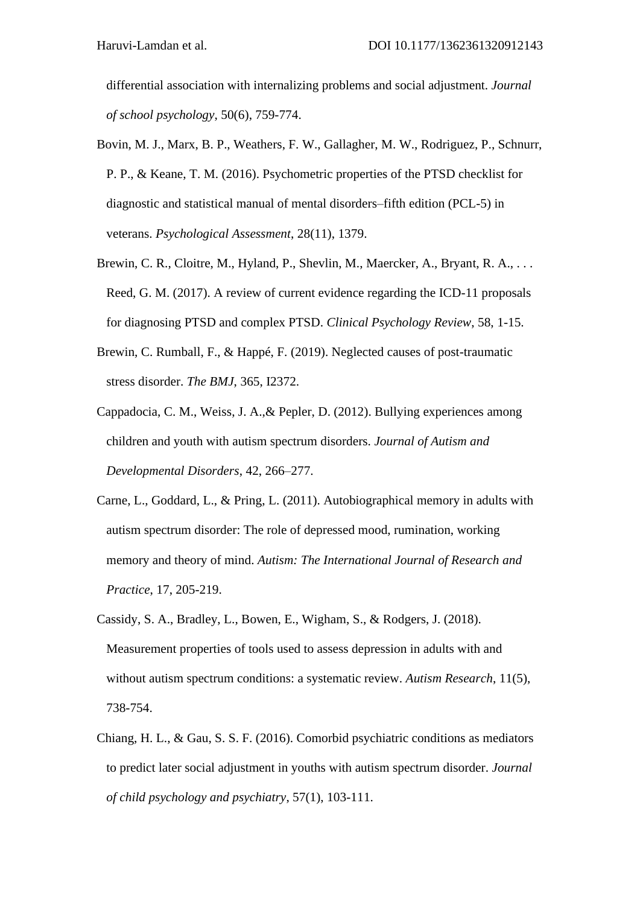differential association with internalizing problems and social adjustment. *Journal of school psychology*, 50(6), 759-774.

Bovin, M. J., Marx, B. P., Weathers, F. W., Gallagher, M. W., Rodriguez, P., Schnurr, P. P., & Keane, T. M. (2016). Psychometric properties of the PTSD checklist for diagnostic and statistical manual of mental disorders–fifth edition (PCL-5) in veterans. *Psychological Assessment*, 28(11), 1379.

Brewin, C. R., Cloitre, M., Hyland, P., Shevlin, M., Maercker, A., Bryant, R. A., . . . Reed, G. M. (2017). A review of current evidence regarding the ICD-11 proposals for diagnosing PTSD and complex PTSD. *Clinical Psychology Review*, 58, 1-15.

Brewin, C. Rumball, F., & Happé, F. (2019). Neglected causes of post-traumatic stress disorder. *The BMJ*, 365, I2372.

Cappadocia, C. M., Weiss, J. A.,& Pepler, D. (2012). Bullying experiences among children and youth with autism spectrum disorders. *Journal of Autism and Developmental Disorders*, 42, 266–277.

Carne, L., Goddard, L., & Pring, L. (2011). Autobiographical memory in adults with autism spectrum disorder: The role of depressed mood, rumination, working memory and theory of mind. *Autism: The International Journal of Research and Practice*, 17, 205-219.

Cassidy, S. A., Bradley, L., Bowen, E., Wigham, S., & Rodgers, J. (2018). Measurement properties of tools used to assess depression in adults with and without autism spectrum conditions: a systematic review. *Autism Research*, 11(5), 738-754.

Chiang, H. L., & Gau, S. S. F. (2016). Comorbid psychiatric conditions as mediators to predict later social adjustment in youths with autism spectrum disorder. *Journal of child psychology and psychiatry*, 57(1), 103-111.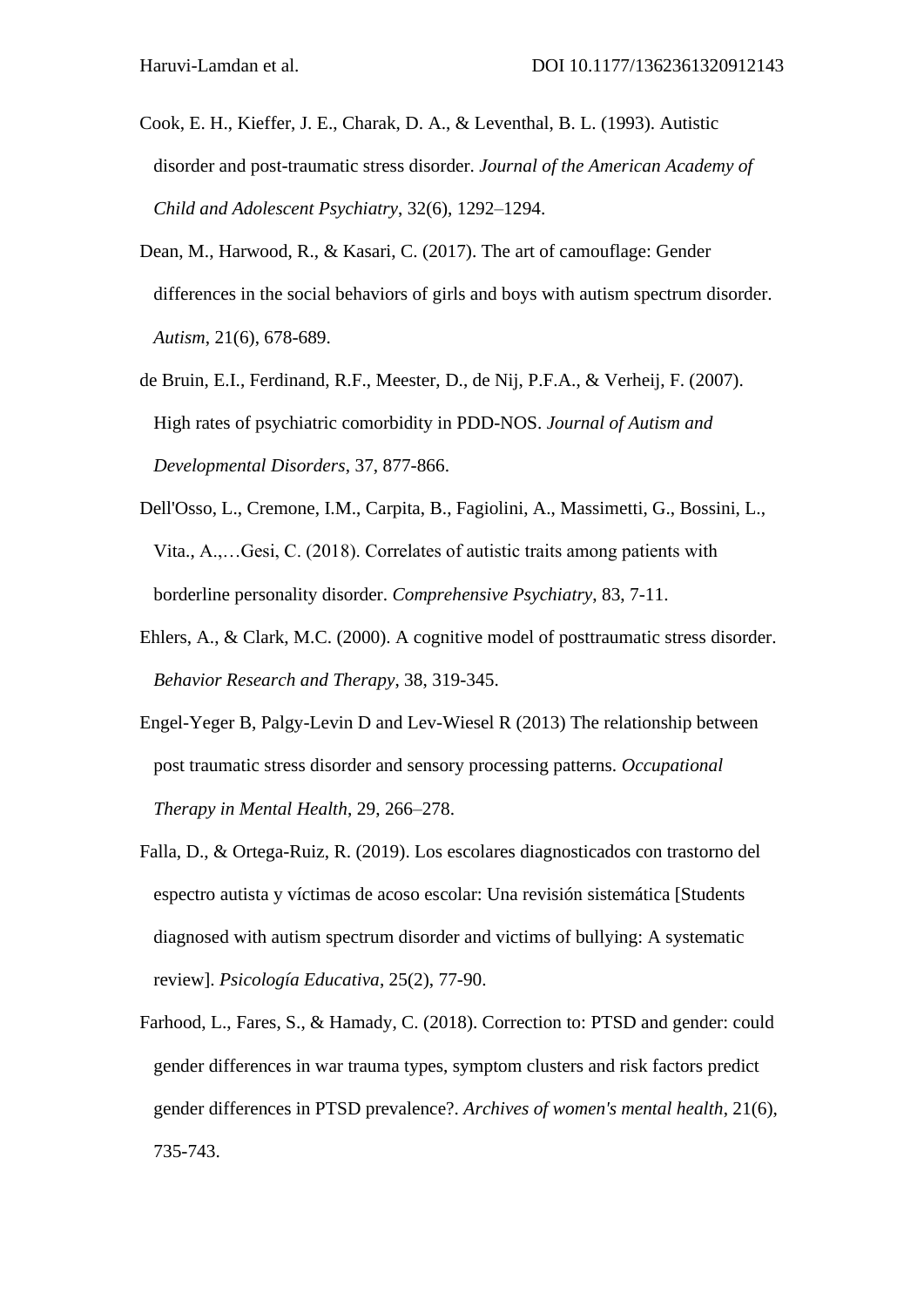Cook, E. H., Kieffer, J. E., Charak, D. A., & Leventhal, B. L. (1993). Autistic disorder and post-traumatic stress disorder. *Journal of the American Academy of Child and Adolescent Psychiatry*, 32(6), 1292–1294.

Dean, M., Harwood, R., & Kasari, C. (2017). The art of camouflage: Gender differences in the social behaviors of girls and boys with autism spectrum disorder. *Autism*, 21(6), 678-689.

de Bruin, E.I., Ferdinand, R.F., Meester, D., de Nij, P.F.A., & Verheij, F. (2007). High rates of psychiatric comorbidity in PDD-NOS. *Journal of Autism and Developmental Disorders*, 37, 877-866.

Dell'Osso, L., Cremone, I.M., Carpita, B., Fagiolini, A., Massimetti, G., Bossini, L., Vita., A.,…Gesi, C. (2018). Correlates of autistic traits among patients with borderline personality disorder. *Comprehensive Psychiatry*, 83, 7-11.

Ehlers, A., & Clark, M.C. (2000). A cognitive model of posttraumatic stress disorder. *Behavior Research and Therapy*, 38, 319-345.

Engel-Yeger B, Palgy-Levin D and Lev-Wiesel R (2013) The relationship between post traumatic stress disorder and sensory processing patterns. *Occupational Therapy in Mental Health*, 29, 266–278.

Falla, D., & Ortega-Ruiz, R. (2019). Los escolares diagnosticados con trastorno del espectro autista y víctimas de acoso escolar: Una revisión sistemática [Students diagnosed with autism spectrum disorder and victims of bullying: A systematic review]. *Psicología Educativa*, 25(2), 77-90.

Farhood, L., Fares, S., & Hamady, C. (2018). Correction to: PTSD and gender: could gender differences in war trauma types, symptom clusters and risk factors predict gender differences in PTSD prevalence?. *Archives of women's mental health*, 21(6), 735-743.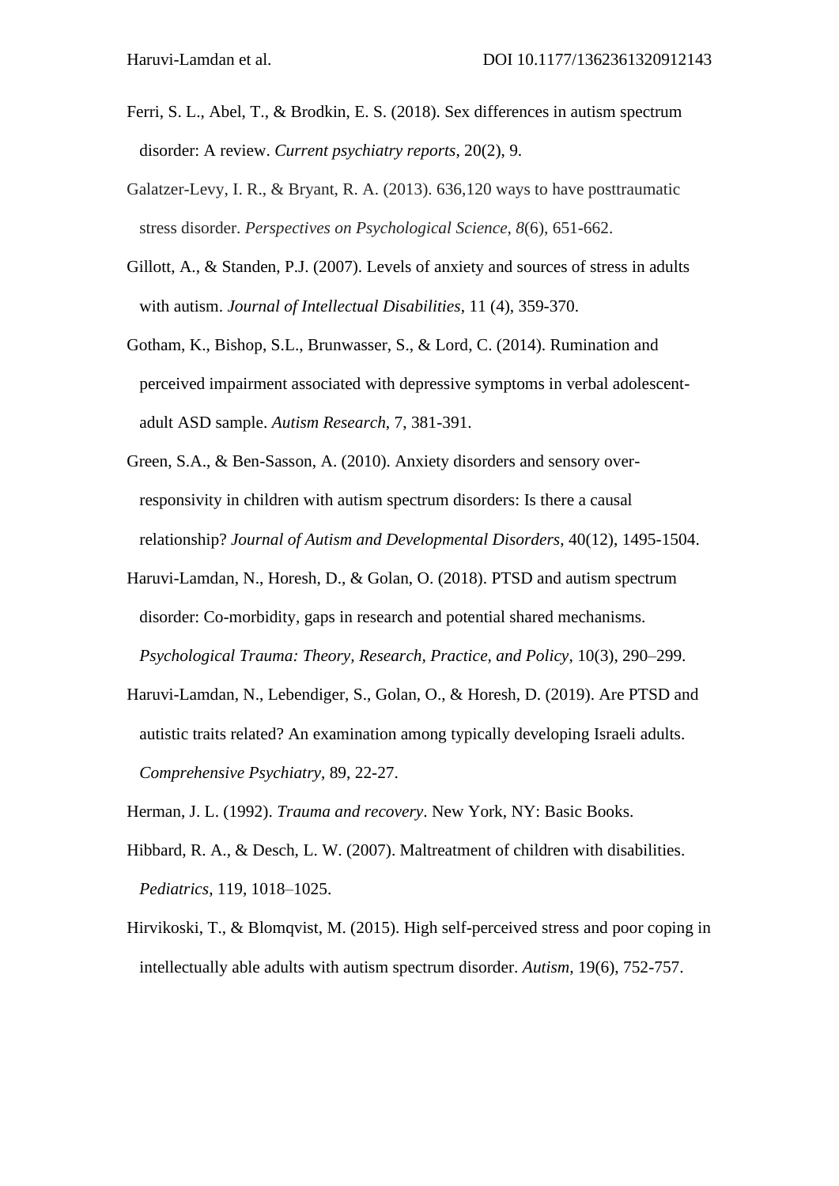Ferri, S. L., Abel, T., & Brodkin, E. S. (2018). Sex differences in autism spectrum disorder: A review. *Current psychiatry reports*, 20(2), 9.

Galatzer-Levy, I. R., & Bryant, R. A. (2013). 636,120 ways to have posttraumatic stress disorder. *Perspectives on Psychological Science, 8*(6), 651-662.

Gillott, A., & Standen, P.J. (2007). Levels of anxiety and sources of stress in adults with autism. *Journal of Intellectual Disabilities*, 11 (4), 359-370.

Gotham, K., Bishop, S.L., Brunwasser, S., & Lord, C. (2014). Rumination and perceived impairment associated with depressive symptoms in verbal adolescent-adult ASD sample. *Autism Research*, 7, 381-391.

Green, S.A., & Ben-Sasson, A. (2010). Anxiety disorders and sensory over-responsivity in children with autism spectrum disorders: Is there a causal relationship? *Journal of Autism and Developmental Disorders*, 40(12), 1495-1504.

Haruvi-Lamdan, N., Horesh, D., & Golan, O. (2018). PTSD and autism spectrum disorder: Co-morbidity, gaps in research and potential shared mechanisms. *Psychological Trauma: Theory, Research, Practice, and Policy*, 10(3), 290–299.

Haruvi-Lamdan, N., Lebendiger, S., Golan, O., & Horesh, D. (2019). Are PTSD and autistic traits related? An examination among typically developing Israeli adults. *Comprehensive Psychiatry*, 89, 22-27.

Herman, J. L. (1992). *Trauma and recovery*. New York, NY: Basic Books.

Hibbard, R. A., & Desch, L. W. (2007). Maltreatment of children with disabilities. *Pediatrics*, 119, 1018–1025.

Hirvikoski, T., & Blomqvist, M. (2015). High self-perceived stress and poor coping in intellectually able adults with autism spectrum disorder. *Autism*, 19(6), 752-757.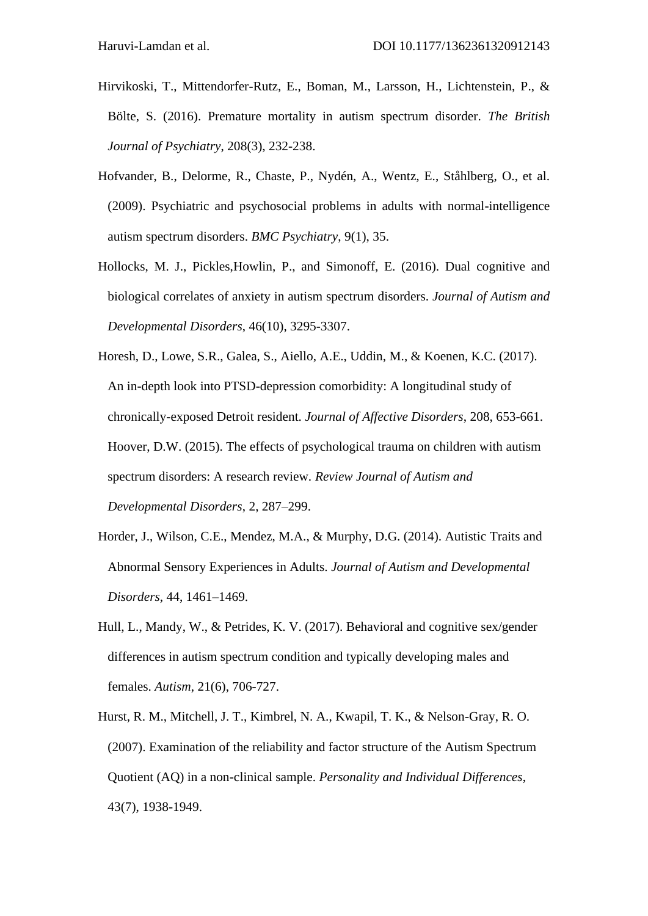Hirvikoski, T., Mittendorfer-Rutz, E., Boman, M., Larsson, H., Lichtenstein, P., & Bölte, S. (2016). Premature mortality in autism spectrum disorder. *The British Journal of Psychiatry*, 208(3), 232-238.

Hofvander, B., Delorme, R., Chaste, P., Nydén, A., Wentz, E., Ståhlberg, O., et al. (2009). Psychiatric and psychosocial problems in adults with normal-intelligence autism spectrum disorders. *BMC Psychiatry*, 9(1), 35.

Hollocks, M. J., Pickles,Howlin, P., and Simonoff, E. (2016). Dual cognitive and biological correlates of anxiety in autism spectrum disorders. *Journal of Autism and Developmental Disorders*, 46(10), 3295-3307.

Horesh, D., Lowe, S.R., Galea, S., Aiello, A.E., Uddin, M., & Koenen, K.C. (2017). An in-depth look into PTSD-depression comorbidity: A longitudinal study of chronically-exposed Detroit resident. *Journal of Affective Disorders*, 208, 653-661. Hoover, D.W. (2015). The effects of psychological trauma on children with autism spectrum disorders: A research review. *Review Journal of Autism and Developmental Disorders*, 2, 287–299.

Horder, J., Wilson, C.E., Mendez, M.A., & Murphy, D.G. (2014). Autistic Traits and Abnormal Sensory Experiences in Adults. *Journal of Autism and Developmental Disorders*, 44, 1461–1469.

Hull, L., Mandy, W., & Petrides, K. V. (2017). Behavioral and cognitive sex/gender differences in autism spectrum condition and typically developing males and females. *Autism*, 21(6), 706-727.

Hurst, R. M., Mitchell, J. T., Kimbrel, N. A., Kwapil, T. K., & Nelson-Gray, R. O. (2007). Examination of the reliability and factor structure of the Autism Spectrum Quotient (AQ) in a non-clinical sample. *Personality and Individual Differences*, 43(7), 1938-1949.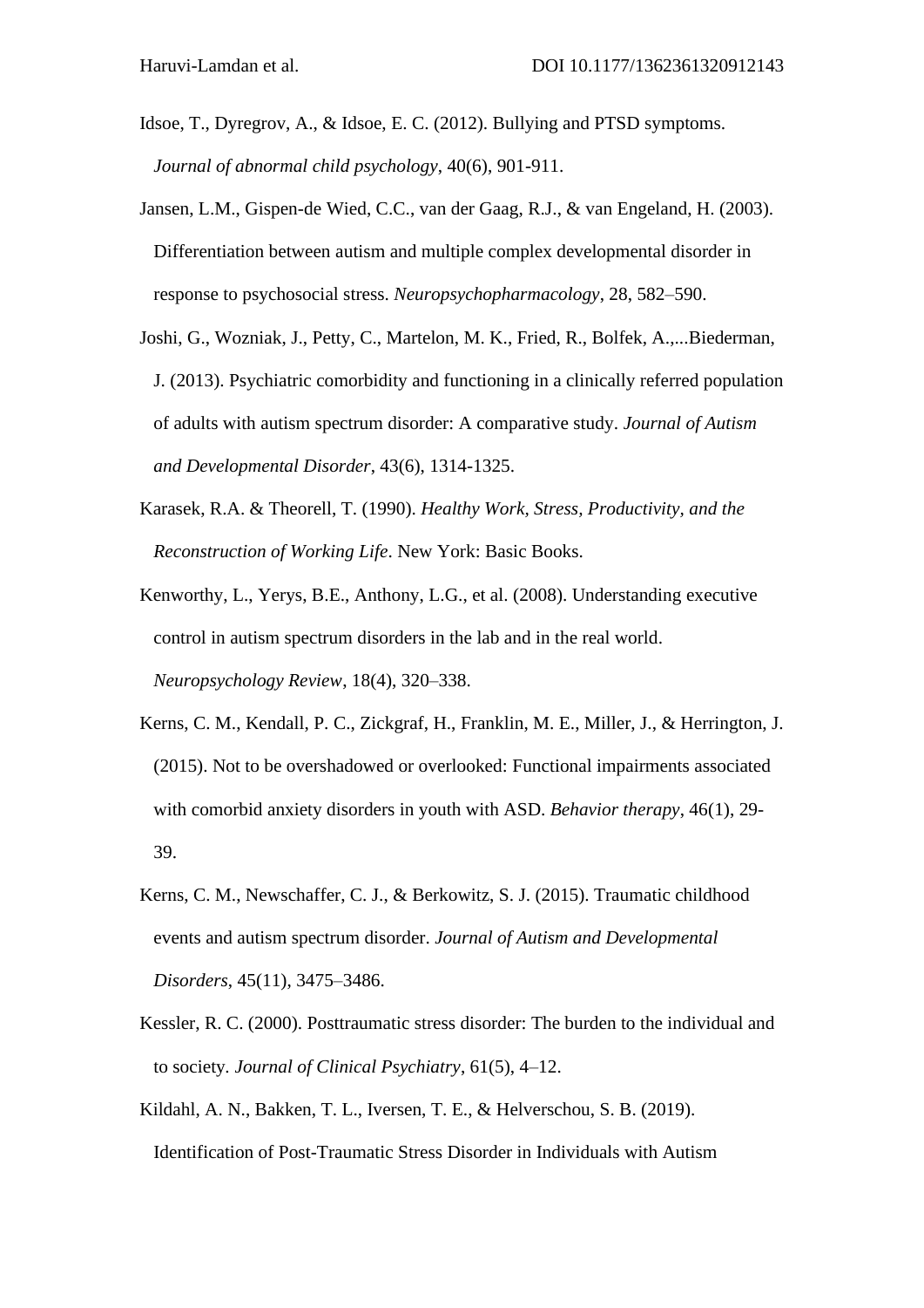Idsoe, T., Dyregrov, A., & Idsoe, E. C. (2012). Bullying and PTSD symptoms. *Journal of abnormal child psychology*, 40(6), 901-911.

Jansen, L.M., Gispen-de Wied, C.C., van der Gaag, R.J., & van Engeland, H. (2003). Differentiation between autism and multiple complex developmental disorder in response to psychosocial stress. *Neuropsychopharmacology*, 28, 582–590.

Joshi, G., Wozniak, J., Petty, C., Martelon, M. K., Fried, R., Bolfek, A.,...Biederman, J. (2013). Psychiatric comorbidity and functioning in a clinically referred population of adults with autism spectrum disorder: A comparative study. *Journal of Autism and Developmental Disorder*, 43(6), 1314-1325.

Karasek, R.A. & Theorell, T. (1990). *Healthy Work, Stress, Productivity, and the Reconstruction of Working Life*. New York: Basic Books.

Kenworthy, L., Yerys, B.E., Anthony, L.G., et al. (2008). Understanding executive control in autism spectrum disorders in the lab and in the real world. *Neuropsychology Review*, 18(4), 320–338.

Kerns, C. M., Kendall, P. C., Zickgraf, H., Franklin, M. E., Miller, J., & Herrington, J. (2015). Not to be overshadowed or overlooked: Functional impairments associated with comorbid anxiety disorders in youth with ASD. *Behavior therapy*, 46(1), 29-39.

Kerns, C. M., Newschaffer, C. J., & Berkowitz, S. J. (2015). Traumatic childhood events and autism spectrum disorder. *Journal of Autism and Developmental Disorders*, 45(11), 3475–3486.

Kessler, R. C. (2000). Posttraumatic stress disorder: The burden to the individual and to society. *Journal of Clinical Psychiatry*, 61(5), 4–12.

Kildahl, A. N., Bakken, T. L., Iversen, T. E., & Helverschou, S. B. (2019). Identification of Post-Traumatic Stress Disorder in Individuals with Autism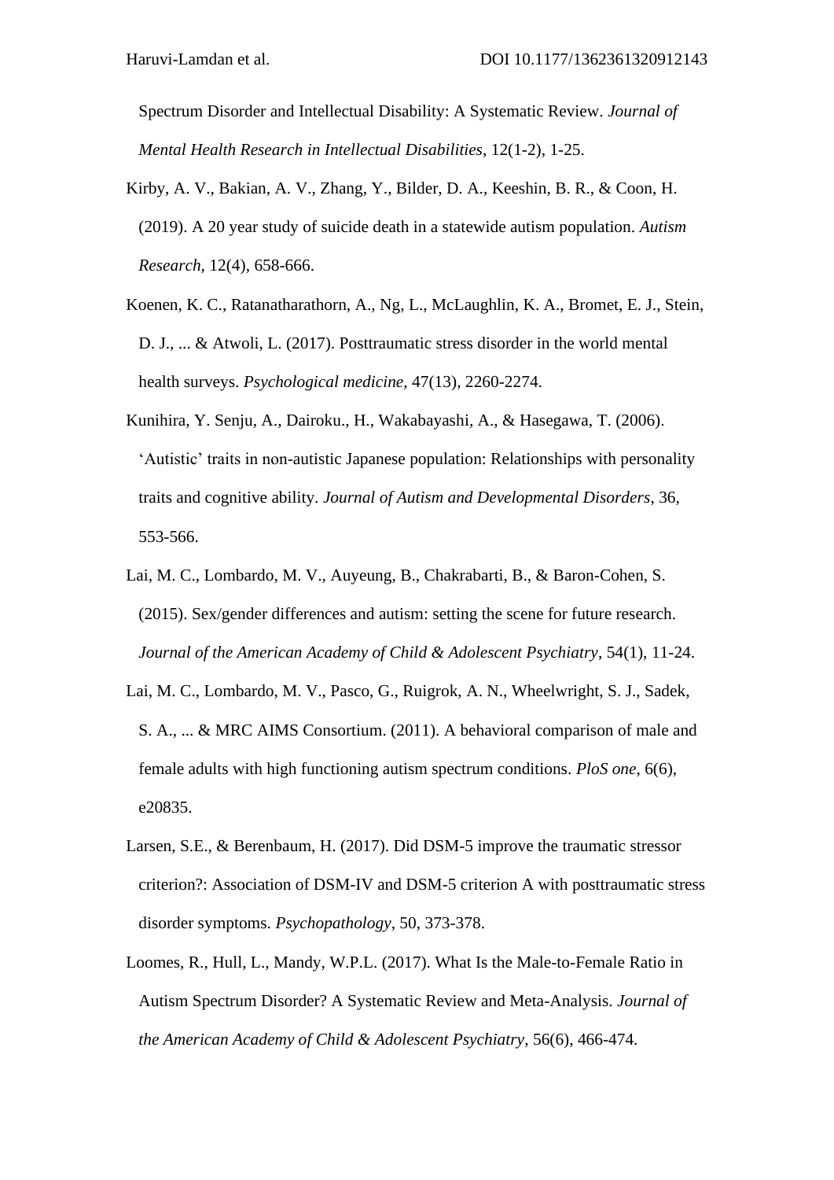Spectrum Disorder and Intellectual Disability: A Systematic Review. *Journal of Mental Health Research in Intellectual Disabilities*, 12(1-2), 1-25.

Kirby, A. V., Bakian, A. V., Zhang, Y., Bilder, D. A., Keeshin, B. R., & Coon, H. (2019). A 20 year study of suicide death in a statewide autism population. *Autism Research*, 12(4), 658-666.

Koenen, K. C., Ratanatharathorn, A., Ng, L., McLaughlin, K. A., Bromet, E. J., Stein, D. J., ... & Atwoli, L. (2017). Posttraumatic stress disorder in the world mental health surveys. *Psychological medicine*, 47(13), 2260-2274.

Kunihira, Y. Senju, A., Dairoku., H., Wakabayashi, A., & Hasegawa, T. (2006). 'Autistic' traits in non-autistic Japanese population: Relationships with personality traits and cognitive ability. *Journal of Autism and Developmental Disorders*, 36, 553-566.

Lai, M. C., Lombardo, M. V., Auyeung, B., Chakrabarti, B., & Baron-Cohen, S. (2015). Sex/gender differences and autism: setting the scene for future research. *Journal of the American Academy of Child & Adolescent Psychiatry*, 54(1), 11-24.

Lai, M. C., Lombardo, M. V., Pasco, G., Ruigrok, A. N., Wheelwright, S. J., Sadek, S. A., ... & MRC AIMS Consortium. (2011). A behavioral comparison of male and female adults with high functioning autism spectrum conditions. *PloS one*, 6(6), e20835.

Larsen, S.E., & Berenbaum, H. (2017). Did DSM-5 improve the traumatic stressor criterion?: Association of DSM-IV and DSM-5 criterion A with posttraumatic stress disorder symptoms. *Psychopathology*, 50, 373-378.

Loomes, R., Hull, L., Mandy, W.P.L. (2017). What Is the Male-to-Female Ratio in Autism Spectrum Disorder? A Systematic Review and Meta-Analysis. *Journal of the American Academy of Child & Adolescent Psychiatry*, 56(6), 466-474.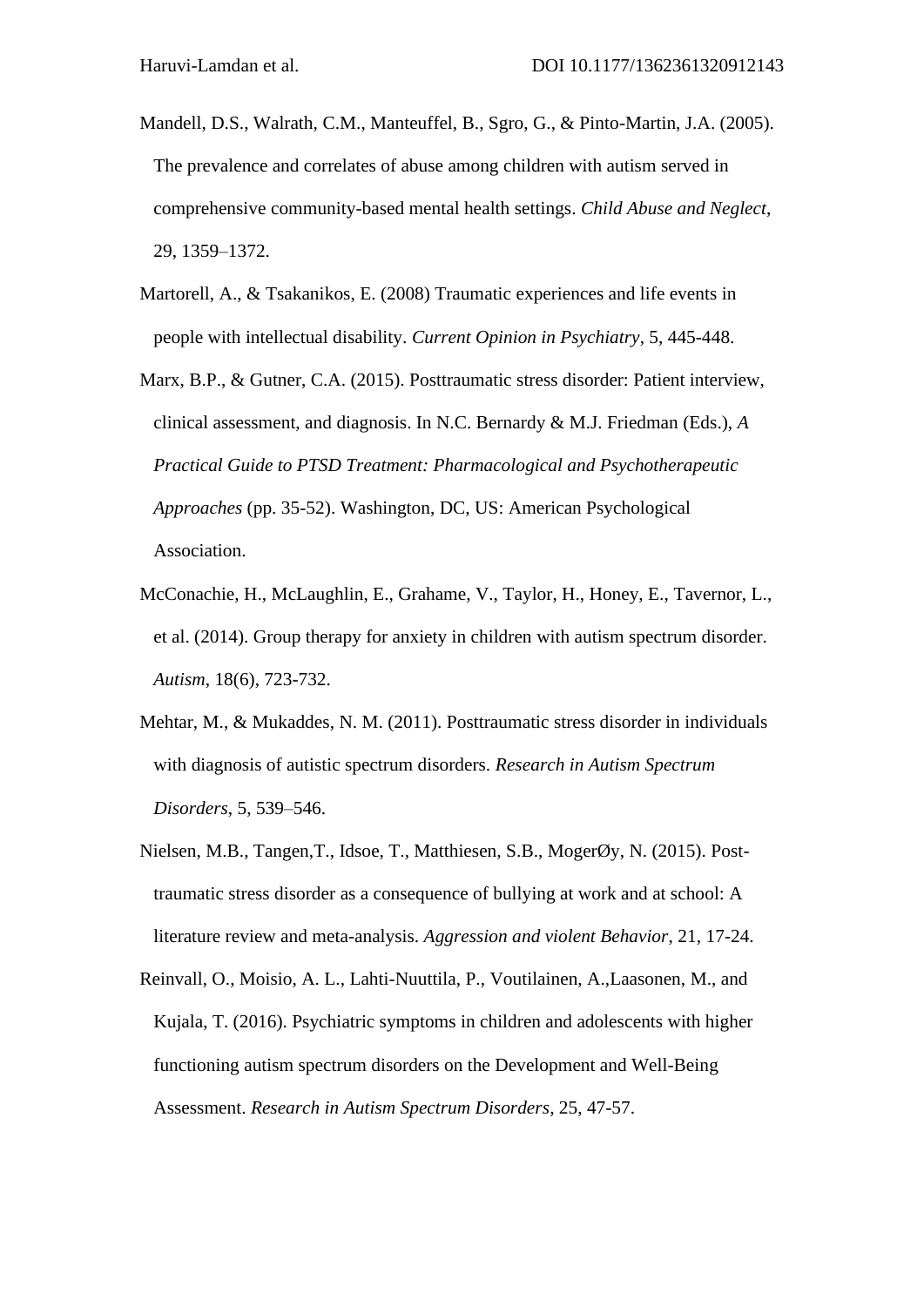Mandell, D.S., Walrath, C.M., Manteuffel, B., Sgro, G., & Pinto-Martin, J.A. (2005). The prevalence and correlates of abuse among children with autism served in comprehensive community-based mental health settings. *Child Abuse and Neglect*, 29, 1359–1372.

Martorell, A., & Tsakanikos, E. (2008) Traumatic experiences and life events in people with intellectual disability. *Current Opinion in Psychiatry*, 5, 445-448.

Marx, B.P., & Gutner, C.A. (2015). Posttraumatic stress disorder: Patient interview, clinical assessment, and diagnosis. In N.C. Bernardy & M.J. Friedman (Eds.), *A Practical Guide to PTSD Treatment: Pharmacological and Psychotherapeutic Approaches* (pp. 35-52). Washington, DC, US: American Psychological Association.

McConachie, H., McLaughlin, E., Grahame, V., Taylor, H., Honey, E., Tavernor, L., et al. (2014). Group therapy for anxiety in children with autism spectrum disorder. *Autism*, 18(6), 723-732.

Mehtar, M., & Mukaddes, N. M. (2011). Posttraumatic stress disorder in individuals with diagnosis of autistic spectrum disorders. *Research in Autism Spectrum Disorders*, 5, 539–546.

Nielsen, M.B., Tangen,T., Idsoe, T., Matthiesen, S.B., MogerØy, N. (2015). Post-traumatic stress disorder as a consequence of bullying at work and at school: A literature review and meta-analysis. *Aggression and violent Behavior*, 21, 17-24.

Reinvall, O., Moisio, A. L., Lahti-Nuuttila, P., Voutilainen, A.,Laasonen, M., and Kujala, T. (2016). Psychiatric symptoms in children and adolescents with higher functioning autism spectrum disorders on the Development and Well-Being Assessment. *Research in Autism Spectrum Disorders*, 25, 47-57.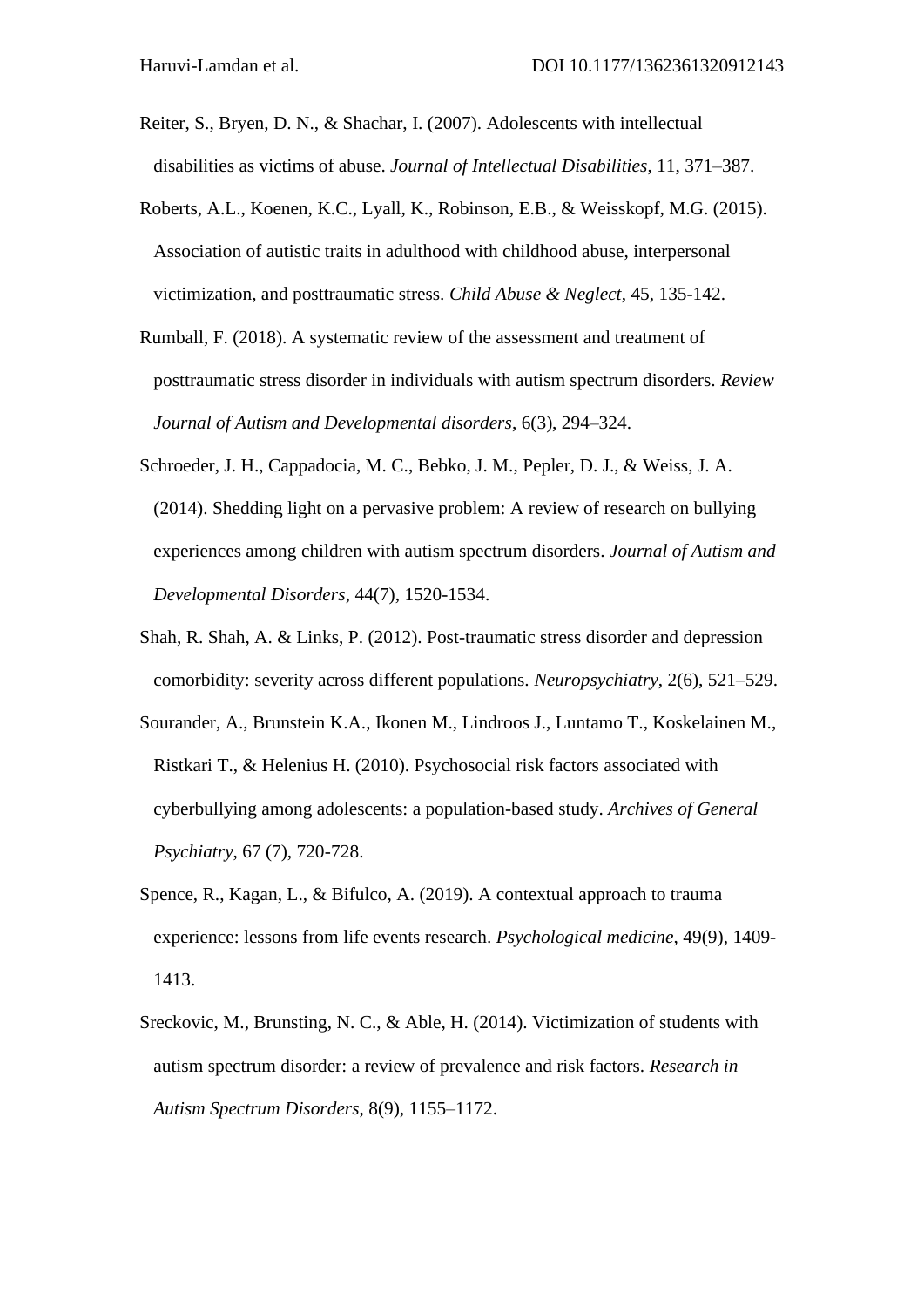Reiter, S., Bryen, D. N., & Shachar, I. (2007). Adolescents with intellectual disabilities as victims of abuse. *Journal of Intellectual Disabilities*, 11, 371–387.

Roberts, A.L., Koenen, K.C., Lyall, K., Robinson, E.B., & Weisskopf, M.G. (2015). Association of autistic traits in adulthood with childhood abuse, interpersonal victimization, and posttraumatic stress. *Child Abuse & Neglect*, 45, 135-142.

Rumball, F. (2018). A systematic review of the assessment and treatment of posttraumatic stress disorder in individuals with autism spectrum disorders. *Review Journal of Autism and Developmental disorders*, 6(3), 294–324.

Schroeder, J. H., Cappadocia, M. C., Bebko, J. M., Pepler, D. J., & Weiss, J. A. (2014). Shedding light on a pervasive problem: A review of research on bullying experiences among children with autism spectrum disorders. *Journal of Autism and Developmental Disorders*, 44(7), 1520-1534.

Shah, R. Shah, A. & Links, P. (2012). Post-traumatic stress disorder and depression comorbidity: severity across different populations. *Neuropsychiatry*, 2(6), 521–529.

Sourander, A., Brunstein K.A., Ikonen M., Lindroos J., Luntamo T., Koskelainen M., Ristkari T., & Helenius H. (2010). Psychosocial risk factors associated with cyberbullying among adolescents: a population-based study. *Archives of General Psychiatry*, 67 (7), 720-728.

Spence, R., Kagan, L., & Bifulco, A. (2019). A contextual approach to trauma experience: lessons from life events research. *Psychological medicine*, 49(9), 1409-1413.

Sreckovic, M., Brunsting, N. C., & Able, H. (2014). Victimization of students with autism spectrum disorder: a review of prevalence and risk factors. *Research in Autism Spectrum Disorders*, 8(9), 1155–1172.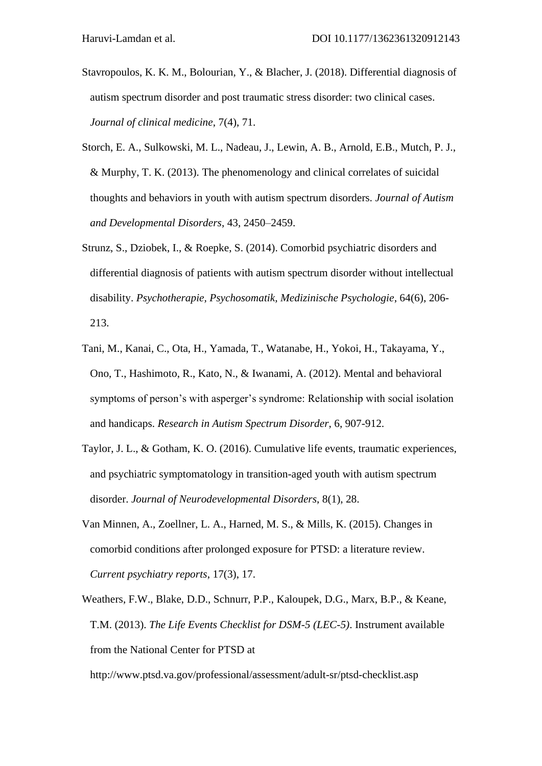Stavropoulos, K. K. M., Bolourian, Y., & Blacher, J. (2018). Differential diagnosis of autism spectrum disorder and post traumatic stress disorder: two clinical cases. *Journal of clinical medicine*, 7(4), 71.

Storch, E. A., Sulkowski, M. L., Nadeau, J., Lewin, A. B., Arnold, E.B., Mutch, P. J., & Murphy, T. K. (2013). The phenomenology and clinical correlates of suicidal thoughts and behaviors in youth with autism spectrum disorders. *Journal of Autism and Developmental Disorders*, 43, 2450–2459.

Strunz, S., Dziobek, I., & Roepke, S. (2014). Comorbid psychiatric disorders and differential diagnosis of patients with autism spectrum disorder without intellectual disability. *Psychotherapie, Psychosomatik, Medizinische Psychologie*, 64(6), 206-213.

Tani, M., Kanai, C., Ota, H., Yamada, T., Watanabe, H., Yokoi, H., Takayama, Y., Ono, T., Hashimoto, R., Kato, N., & Iwanami, A. (2012). Mental and behavioral symptoms of person's with asperger's syndrome: Relationship with social isolation and handicaps. *Research in Autism Spectrum Disorder*, 6, 907-912.

Taylor, J. L., & Gotham, K. O. (2016). Cumulative life events, traumatic experiences, and psychiatric symptomatology in transition-aged youth with autism spectrum disorder. *Journal of Neurodevelopmental Disorders*, 8(1), 28.

Van Minnen, A., Zoellner, L. A., Harned, M. S., & Mills, K. (2015). Changes in comorbid conditions after prolonged exposure for PTSD: a literature review. *Current psychiatry reports*, 17(3), 17.

Weathers, F.W., Blake, D.D., Schnurr, P.P., Kaloupek, D.G., Marx, B.P., & Keane, T.M. (2013). *The Life Events Checklist for DSM-5 (LEC-5)*. Instrument available from the National Center for PTSD at http://www.ptsd.va.gov/professional/assessment/adult-sr/ptsd-checklist.asp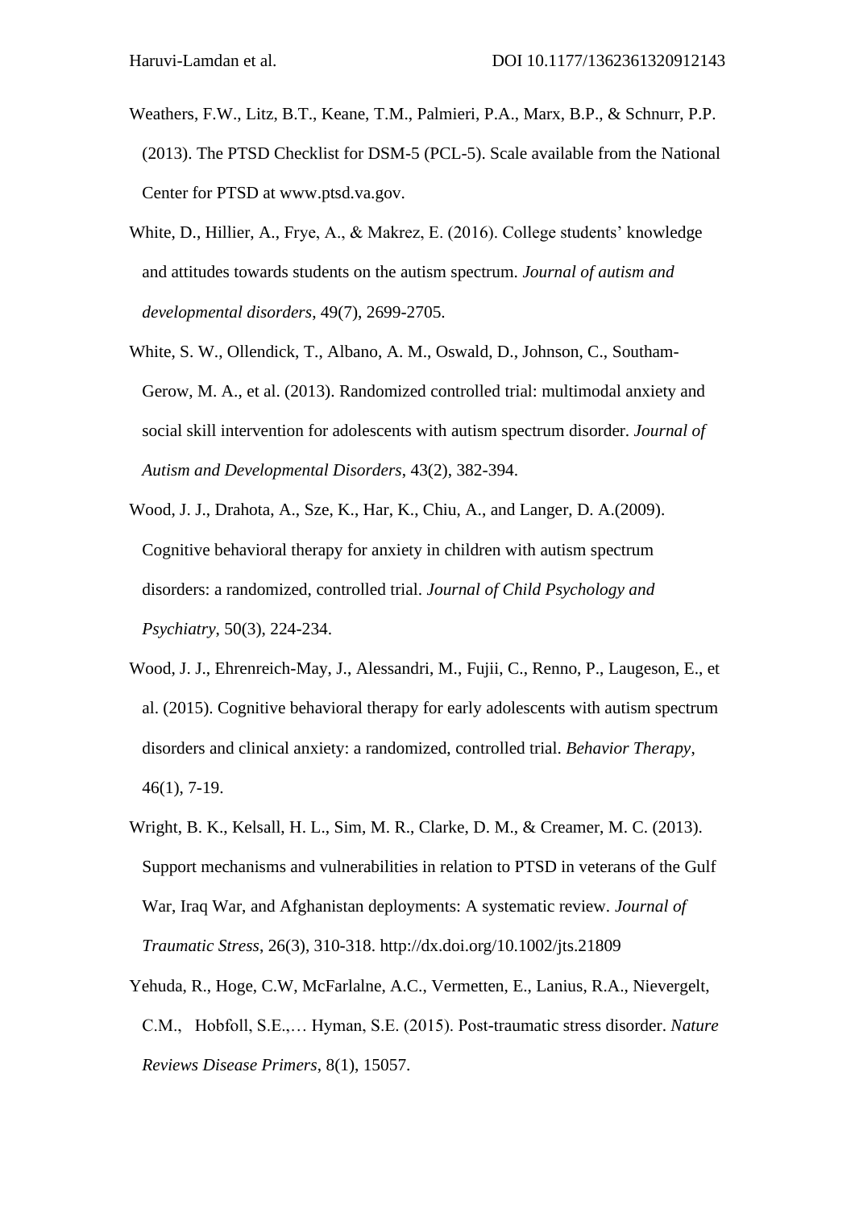Weathers, F.W., Litz, B.T., Keane, T.M., Palmieri, P.A., Marx, B.P., & Schnurr, P.P. (2013). The PTSD Checklist for DSM-5 (PCL-5). Scale available from the National Center for PTSD at www.ptsd.va.gov.

White, D., Hillier, A., Frye, A., & Makrez, E. (2016). College students' knowledge and attitudes towards students on the autism spectrum. *Journal of autism and developmental disorders*, 49(7), 2699-2705.

White, S. W., Ollendick, T., Albano, A. M., Oswald, D., Johnson, C., Southam-Gerow, M. A., et al. (2013). Randomized controlled trial: multimodal anxiety and social skill intervention for adolescents with autism spectrum disorder. *Journal of Autism and Developmental Disorders*, 43(2), 382-394.

Wood, J. J., Drahota, A., Sze, K., Har, K., Chiu, A., and Langer, D. A.(2009). Cognitive behavioral therapy for anxiety in children with autism spectrum disorders: a randomized, controlled trial. *Journal of Child Psychology and Psychiatry*, 50(3), 224-234.

Wood, J. J., Ehrenreich-May, J., Alessandri, M., Fujii, C., Renno, P., Laugeson, E., et al. (2015). Cognitive behavioral therapy for early adolescents with autism spectrum disorders and clinical anxiety: a randomized, controlled trial. *Behavior Therapy*, 46(1), 7-19.

Wright, B. K., Kelsall, H. L., Sim, M. R., Clarke, D. M., & Creamer, M. C. (2013). Support mechanisms and vulnerabilities in relation to PTSD in veterans of the Gulf War, Iraq War, and Afghanistan deployments: A systematic review. *Journal of Traumatic Stress*, 26(3), 310-318. http://dx.doi.org/10.1002/jts.21809

Yehuda, R., Hoge, C.W, McFarlalne, A.C., Vermetten, E., Lanius, R.A., Nievergelt, C.M., Hobfoll, S.E.,… Hyman, S.E. (2015). Post-traumatic stress disorder. *Nature Reviews Disease Primers*, 8(1), 15057.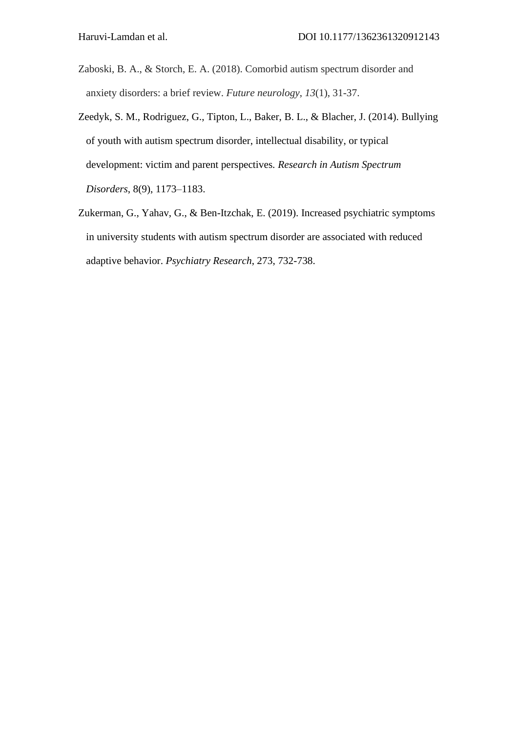Zaboski, B. A., & Storch, E. A. (2018). Comorbid autism spectrum disorder and anxiety disorders: a brief review. *Future neurology*, *13*(1), 31-37.

Zeedyk, S. M., Rodriguez, G., Tipton, L., Baker, B. L., & Blacher, J. (2014). Bullying of youth with autism spectrum disorder, intellectual disability, or typical development: victim and parent perspectives. *Research in Autism Spectrum Disorders*, 8(9), 1173–1183.

Zukerman, G., Yahav, G., & Ben-Itzchak, E. (2019). Increased psychiatric symptoms in university students with autism spectrum disorder are associated with reduced adaptive behavior. *Psychiatry Research*, 273, 732-738.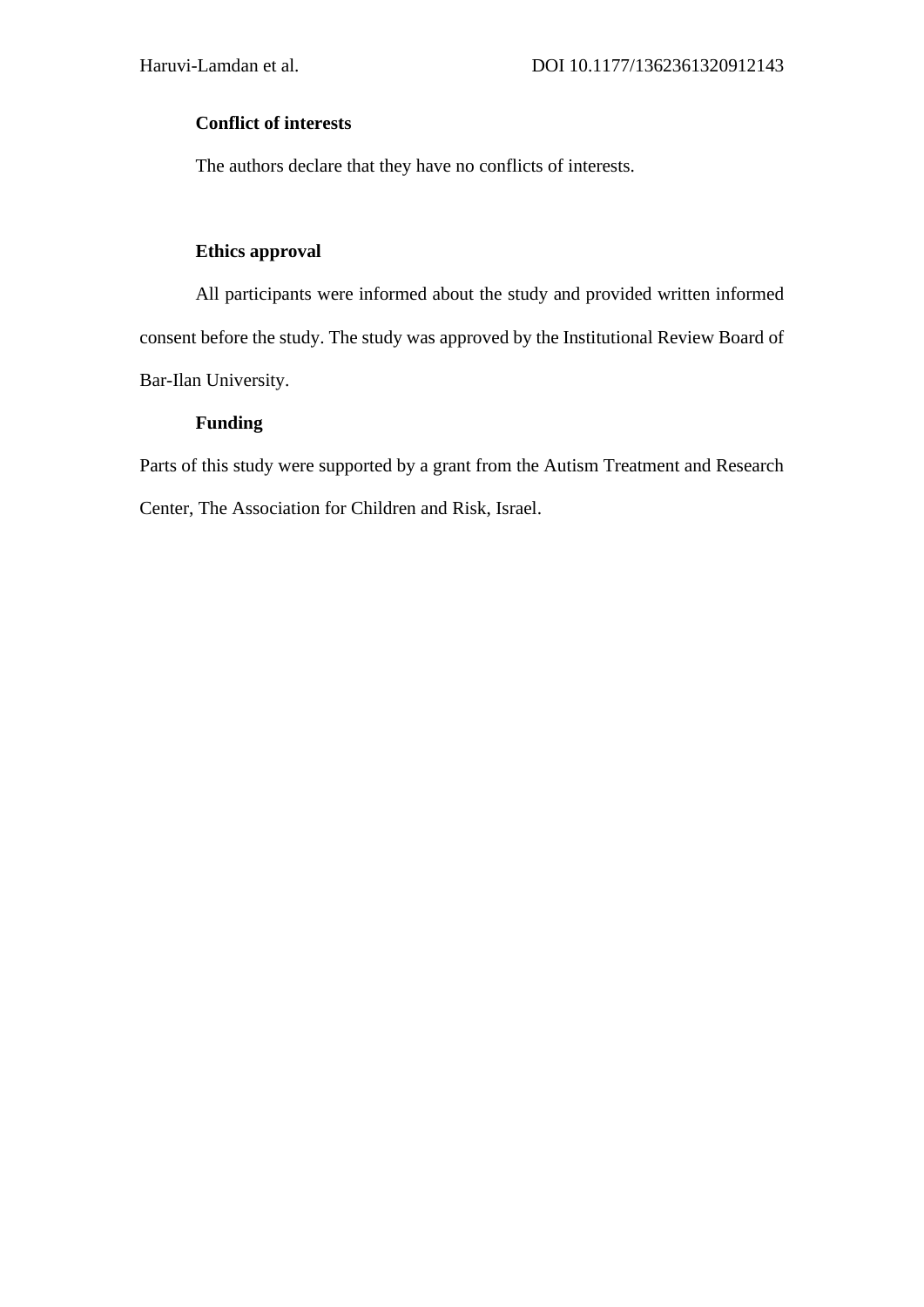**Conflict of interests**

The authors declare that they have no conflicts of interests.

**Ethics approval**

All participants were informed about the study and provided written informed consent before the study. The study was approved by the Institutional Review Board of Bar-Ilan University.

**Funding**

Parts of this study were supported by a grant from the Autism Treatment and Research Center, The Association for Children and Risk, Israel.